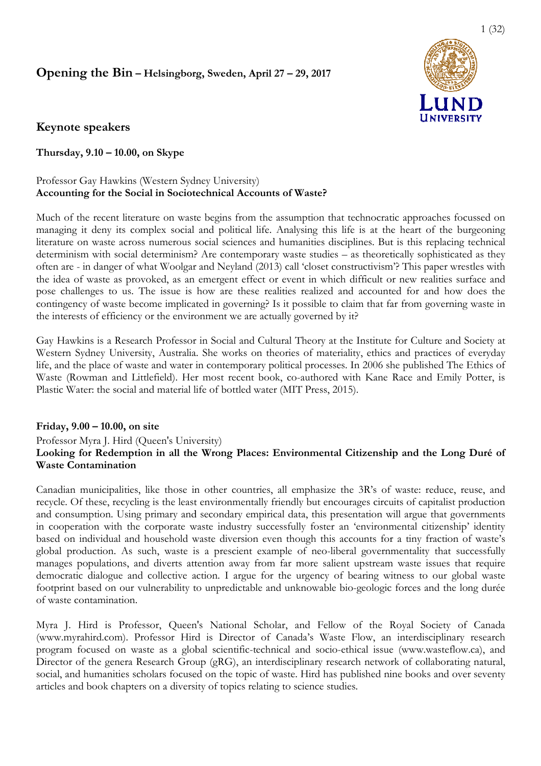# Opening the Bin – Helsingborg, Sweden, April 27 – 29, 2017

## Keynote speakers

**Thursday, 9.10 – 10.00, on Skype**

Professor Gay Hawkins (Western Sydney University)
**Accounting for the Social in Sociotechnical Accounts of Waste?**

Much of the recent literature on waste begins from the assumption that technocratic approaches focussed on managing it deny its complex social and political life. Analysing this life is at the heart of the burgeoning literature on waste across numerous social sciences and humanities disciplines. But is this replacing technical determinism with social determinism? Are contemporary waste studies – as theoretically sophisticated as they often are - in danger of what Woolgar and Neyland (2013) call 'closet constructivism'? This paper wrestles with the idea of waste as provoked, as an emergent effect or event in which difficult or new realities surface and pose challenges to us. The issue is how are these realities realized and accounted for and how does the contingency of waste become implicated in governing? Is it possible to claim that far from governing waste in the interests of efficiency or the environment we are actually governed by it?

Gay Hawkins is a Research Professor in Social and Cultural Theory at the Institute for Culture and Society at Western Sydney University, Australia. She works on theories of materiality, ethics and practices of everyday life, and the place of waste and water in contemporary political processes. In 2006 she published The Ethics of Waste (Rowman and Littlefield). Her most recent book, co-authored with Kane Race and Emily Potter, is Plastic Water: the social and material life of bottled water (MIT Press, 2015).

**Friday, 9.00 – 10.00, on site**

Professor Myra J. Hird (Queen's University)
**Looking for Redemption in all the Wrong Places: Environmental Citizenship and the Long Duré of Waste Contamination**

Canadian municipalities, like those in other countries, all emphasize the 3R's of waste: reduce, reuse, and recycle. Of these, recycling is the least environmentally friendly but encourages circuits of capitalist production and consumption. Using primary and secondary empirical data, this presentation will argue that governments in cooperation with the corporate waste industry successfully foster an 'environmental citizenship' identity based on individual and household waste diversion even though this accounts for a tiny fraction of waste's global production. As such, waste is a prescient example of neo-liberal governmentality that successfully manages populations, and diverts attention away from far more salient upstream waste issues that require democratic dialogue and collective action. I argue for the urgency of bearing witness to our global waste footprint based on our vulnerability to unpredictable and unknowable bio-geologic forces and the long durée of waste contamination.

Myra J. Hird is Professor, Queen's National Scholar, and Fellow of the Royal Society of Canada (www.myrahird.com). Professor Hird is Director of Canada's Waste Flow, an interdisciplinary research program focused on waste as a global scientific-technical and socio-ethical issue (www.wasteflow.ca), and Director of the genera Research Group (gRG), an interdisciplinary research network of collaborating natural, social, and humanities scholars focused on the topic of waste. Hird has published nine books and over seventy articles and book chapters on a diversity of topics relating to science studies.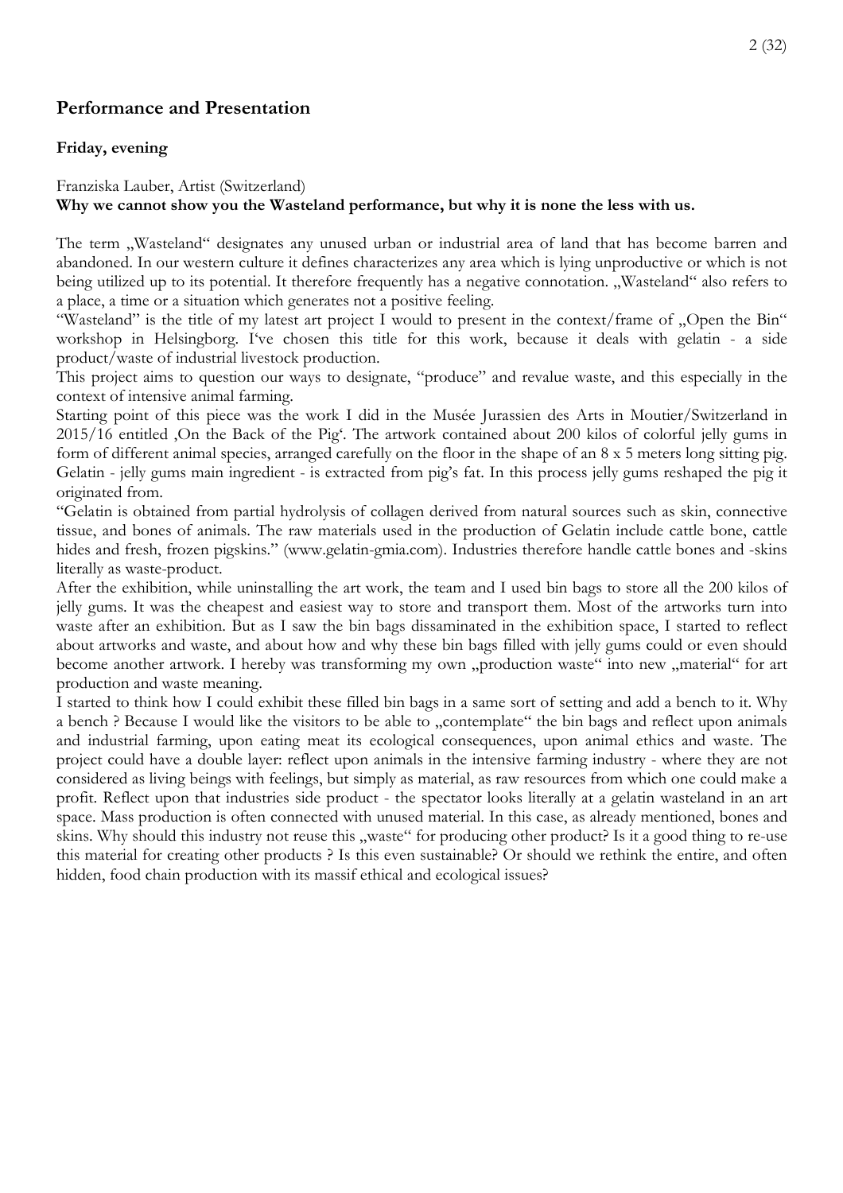## Performance and Presentation

**Friday, evening**

Franziska Lauber, Artist (Switzerland)
**Why we cannot show you the Wasteland performance, but why it is none the less with us.**

The term „Wasteland" designates any unused urban or industrial area of land that has become barren and abandoned. In our western culture it defines characterizes any area which is lying unproductive or which is not being utilized up to its potential. It therefore frequently has a negative connotation. „Wasteland" also refers to a place, a time or a situation which generates not a positive feeling.

"Wasteland" is the title of my latest art project I would to present in the context/frame of „Open the Bin" workshop in Helsingborg. I've chosen this title for this work, because it deals with gelatin - a side product/waste of industrial livestock production.

This project aims to question our ways to designate, "produce" and revalue waste, and this especially in the context of intensive animal farming.

Starting point of this piece was the work I did in the Musée Jurassien des Arts in Moutier/Switzerland in 2015/16 entitled ‚On the Back of the Pig'. The artwork contained about 200 kilos of colorful jelly gums in form of different animal species, arranged carefully on the floor in the shape of an 8 x 5 meters long sitting pig. Gelatin - jelly gums main ingredient - is extracted from pig's fat. In this process jelly gums reshaped the pig it originated from.

"Gelatin is obtained from partial hydrolysis of collagen derived from natural sources such as skin, connective tissue, and bones of animals. The raw materials used in the production of Gelatin include cattle bone, cattle hides and fresh, frozen pigskins." (www.gelatin-gmia.com). Industries therefore handle cattle bones and -skins literally as waste-product.

After the exhibition, while uninstalling the art work, the team and I used bin bags to store all the 200 kilos of jelly gums. It was the cheapest and easiest way to store and transport them. Most of the artworks turn into waste after an exhibition. But as I saw the bin bags dissaminated in the exhibition space, I started to reflect about artworks and waste, and about how and why these bin bags filled with jelly gums could or even should become another artwork. I hereby was transforming my own „production waste" into new „material" for art production and waste meaning.

I started to think how I could exhibit these filled bin bags in a same sort of setting and add a bench to it. Why a bench ? Because I would like the visitors to be able to „contemplate" the bin bags and reflect upon animals and industrial farming, upon eating meat its ecological consequences, upon animal ethics and waste. The project could have a double layer: reflect upon animals in the intensive farming industry - where they are not considered as living beings with feelings, but simply as material, as raw resources from which one could make a profit. Reflect upon that industries side product - the spectator looks literally at a gelatin wasteland in an art space. Mass production is often connected with unused material. In this case, as already mentioned, bones and skins. Why should this industry not reuse this „waste" for producing other product? Is it a good thing to re-use this material for creating other products ? Is this even sustainable? Or should we rethink the entire, and often hidden, food chain production with its massif ethical and ecological issues?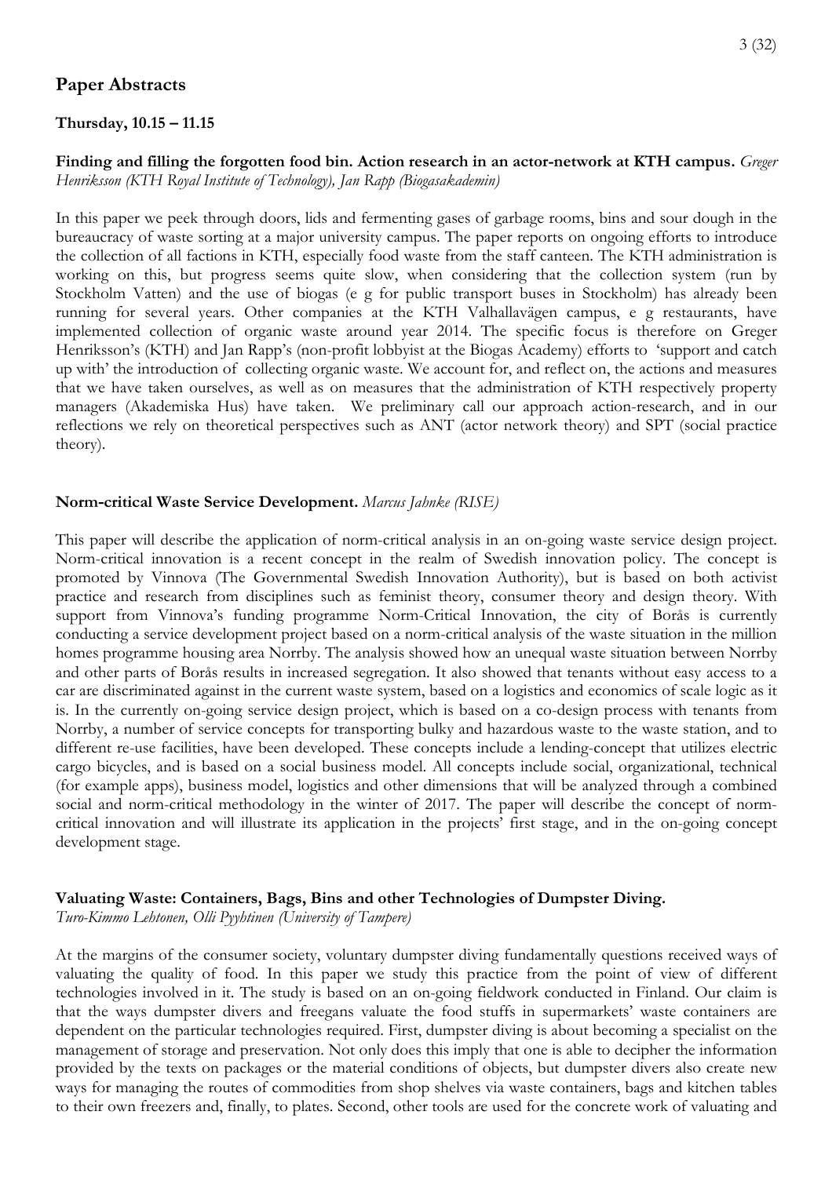## Paper Abstracts

### Thursday, 10.15 – 11.15

**Finding and filling the forgotten food bin. Action research in an actor-network at KTH campus.** *Greger Henriksson (KTH Royal Institute of Technology), Jan Rapp (Biogasakademin)*

In this paper we peek through doors, lids and fermenting gases of garbage rooms, bins and sour dough in the bureaucracy of waste sorting at a major university campus. The paper reports on ongoing efforts to introduce the collection of all factions in KTH, especially food waste from the staff canteen. The KTH administration is working on this, but progress seems quite slow, when considering that the collection system (run by Stockholm Vatten) and the use of biogas (e g for public transport buses in Stockholm) has already been running for several years. Other companies at the KTH Valhallavägen campus, e g restaurants, have implemented collection of organic waste around year 2014. The specific focus is therefore on Greger Henriksson's (KTH) and Jan Rapp's (non-profit lobbyist at the Biogas Academy) efforts to 'support and catch up with' the introduction of collecting organic waste. We account for, and reflect on, the actions and measures that we have taken ourselves, as well as on measures that the administration of KTH respectively property managers (Akademiska Hus) have taken. We preliminary call our approach action-research, and in our reflections we rely on theoretical perspectives such as ANT (actor network theory) and SPT (social practice theory).

**Norm-critical Waste Service Development.** *Marcus Jahnke (RISE)*

This paper will describe the application of norm-critical analysis in an on-going waste service design project. Norm-critical innovation is a recent concept in the realm of Swedish innovation policy. The concept is promoted by Vinnova (The Governmental Swedish Innovation Authority), but is based on both activist practice and research from disciplines such as feminist theory, consumer theory and design theory. With support from Vinnova's funding programme Norm-Critical Innovation, the city of Borås is currently conducting a service development project based on a norm-critical analysis of the waste situation in the million homes programme housing area Norrby. The analysis showed how an unequal waste situation between Norrby and other parts of Borås results in increased segregation. It also showed that tenants without easy access to a car are discriminated against in the current waste system, based on a logistics and economics of scale logic as it is. In the currently on-going service design project, which is based on a co-design process with tenants from Norrby, a number of service concepts for transporting bulky and hazardous waste to the waste station, and to different re-use facilities, have been developed. These concepts include a lending-concept that utilizes electric cargo bicycles, and is based on a social business model. All concepts include social, organizational, technical (for example apps), business model, logistics and other dimensions that will be analyzed through a combined social and norm-critical methodology in the winter of 2017. The paper will describe the concept of norm-critical innovation and will illustrate its application in the projects' first stage, and in the on-going concept development stage.

**Valuating Waste: Containers, Bags, Bins and other Technologies of Dumpster Diving.**
*Turo-Kimmo Lehtonen, Olli Pyyhtinen (University of Tampere)*

At the margins of the consumer society, voluntary dumpster diving fundamentally questions received ways of valuating the quality of food. In this paper we study this practice from the point of view of different technologies involved in it. The study is based on an on-going fieldwork conducted in Finland. Our claim is that the ways dumpster divers and freegans valuate the food stuffs in supermarkets' waste containers are dependent on the particular technologies required. First, dumpster diving is about becoming a specialist on the management of storage and preservation. Not only does this imply that one is able to decipher the information provided by the texts on packages or the material conditions of objects, but dumpster divers also create new ways for managing the routes of commodities from shop shelves via waste containers, bags and kitchen tables to their own freezers and, finally, to plates. Second, other tools are used for the concrete work of valuating and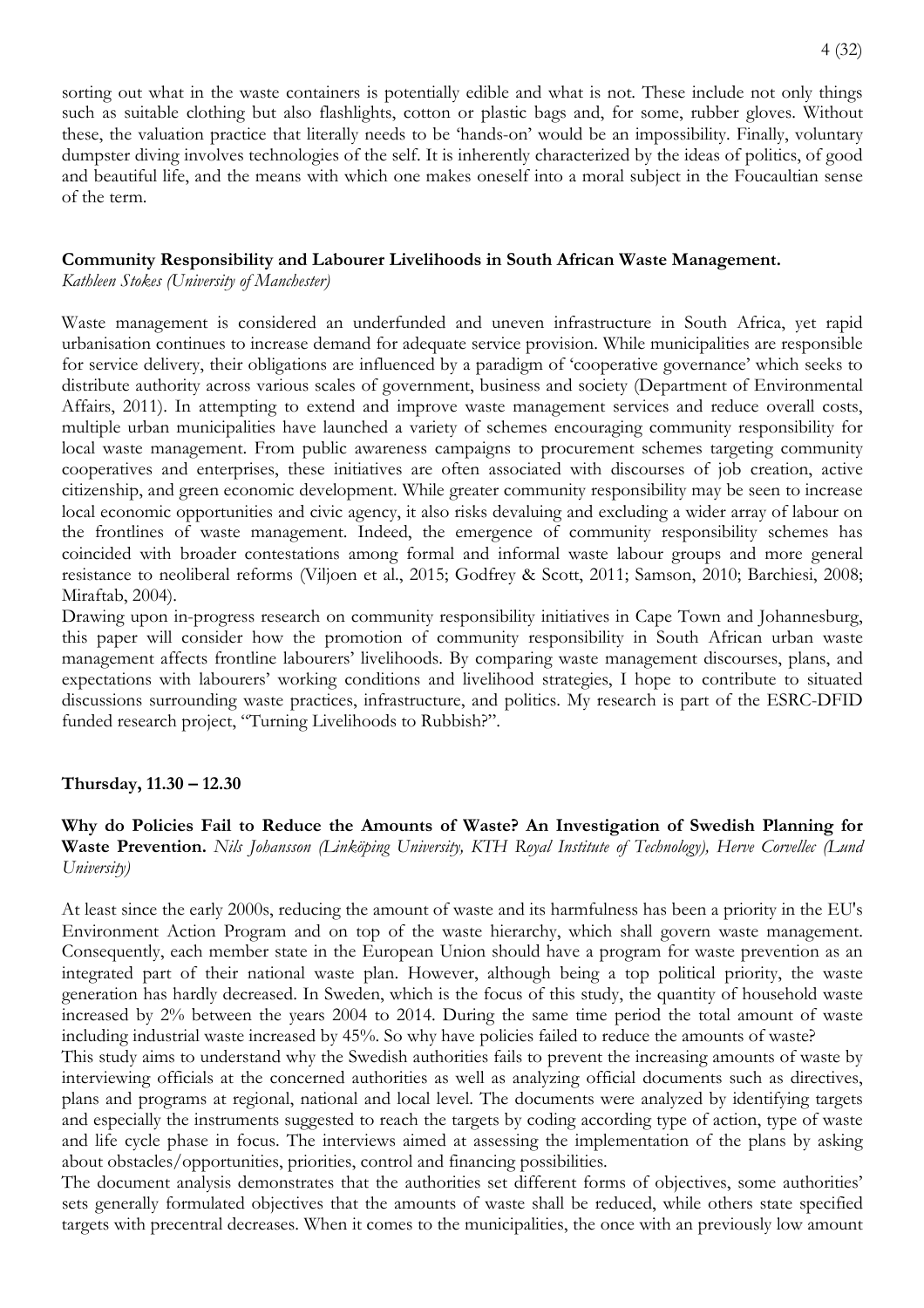sorting out what in the waste containers is potentially edible and what is not. These include not only things such as suitable clothing but also flashlights, cotton or plastic bags and, for some, rubber gloves. Without these, the valuation practice that literally needs to be 'hands-on' would be an impossibility. Finally, voluntary dumpster diving involves technologies of the self. It is inherently characterized by the ideas of politics, of good and beautiful life, and the means with which one makes oneself into a moral subject in the Foucaultian sense of the term.

**Community Responsibility and Labourer Livelihoods in South African Waste Management.**
*Kathleen Stokes (University of Manchester)*

Waste management is considered an underfunded and uneven infrastructure in South Africa, yet rapid urbanisation continues to increase demand for adequate service provision. While municipalities are responsible for service delivery, their obligations are influenced by a paradigm of 'cooperative governance' which seeks to distribute authority across various scales of government, business and society (Department of Environmental Affairs, 2011). In attempting to extend and improve waste management services and reduce overall costs, multiple urban municipalities have launched a variety of schemes encouraging community responsibility for local waste management. From public awareness campaigns to procurement schemes targeting community cooperatives and enterprises, these initiatives are often associated with discourses of job creation, active citizenship, and green economic development. While greater community responsibility may be seen to increase local economic opportunities and civic agency, it also risks devaluing and excluding a wider array of labour on the frontlines of waste management. Indeed, the emergence of community responsibility schemes has coincided with broader contestations among formal and informal waste labour groups and more general resistance to neoliberal reforms (Viljoen et al., 2015; Godfrey & Scott, 2011; Samson, 2010; Barchiesi, 2008; Miraftab, 2004).

Drawing upon in-progress research on community responsibility initiatives in Cape Town and Johannesburg, this paper will consider how the promotion of community responsibility in South African urban waste management affects frontline labourers' livelihoods. By comparing waste management discourses, plans, and expectations with labourers' working conditions and livelihood strategies, I hope to contribute to situated discussions surrounding waste practices, infrastructure, and politics. My research is part of the ESRC-DFID funded research project, "Turning Livelihoods to Rubbish?".

**Thursday, 11.30 – 12.30**

**Why do Policies Fail to Reduce the Amounts of Waste? An Investigation of Swedish Planning for Waste Prevention.** *Nils Johansson (Linköping University, KTH Royal Institute of Technology), Herve Corvellec (Lund University)*

At least since the early 2000s, reducing the amount of waste and its harmfulness has been a priority in the EU's Environment Action Program and on top of the waste hierarchy, which shall govern waste management. Consequently, each member state in the European Union should have a program for waste prevention as an integrated part of their national waste plan. However, although being a top political priority, the waste generation has hardly decreased. In Sweden, which is the focus of this study, the quantity of household waste increased by 2% between the years 2004 to 2014. During the same time period the total amount of waste including industrial waste increased by 45%. So why have policies failed to reduce the amounts of waste?

This study aims to understand why the Swedish authorities fails to prevent the increasing amounts of waste by interviewing officials at the concerned authorities as well as analyzing official documents such as directives, plans and programs at regional, national and local level. The documents were analyzed by identifying targets and especially the instruments suggested to reach the targets by coding according type of action, type of waste and life cycle phase in focus. The interviews aimed at assessing the implementation of the plans by asking about obstacles/opportunities, priorities, control and financing possibilities.

The document analysis demonstrates that the authorities set different forms of objectives, some authorities' sets generally formulated objectives that the amounts of waste shall be reduced, while others state specified targets with precentral decreases. When it comes to the municipalities, the once with an previously low amount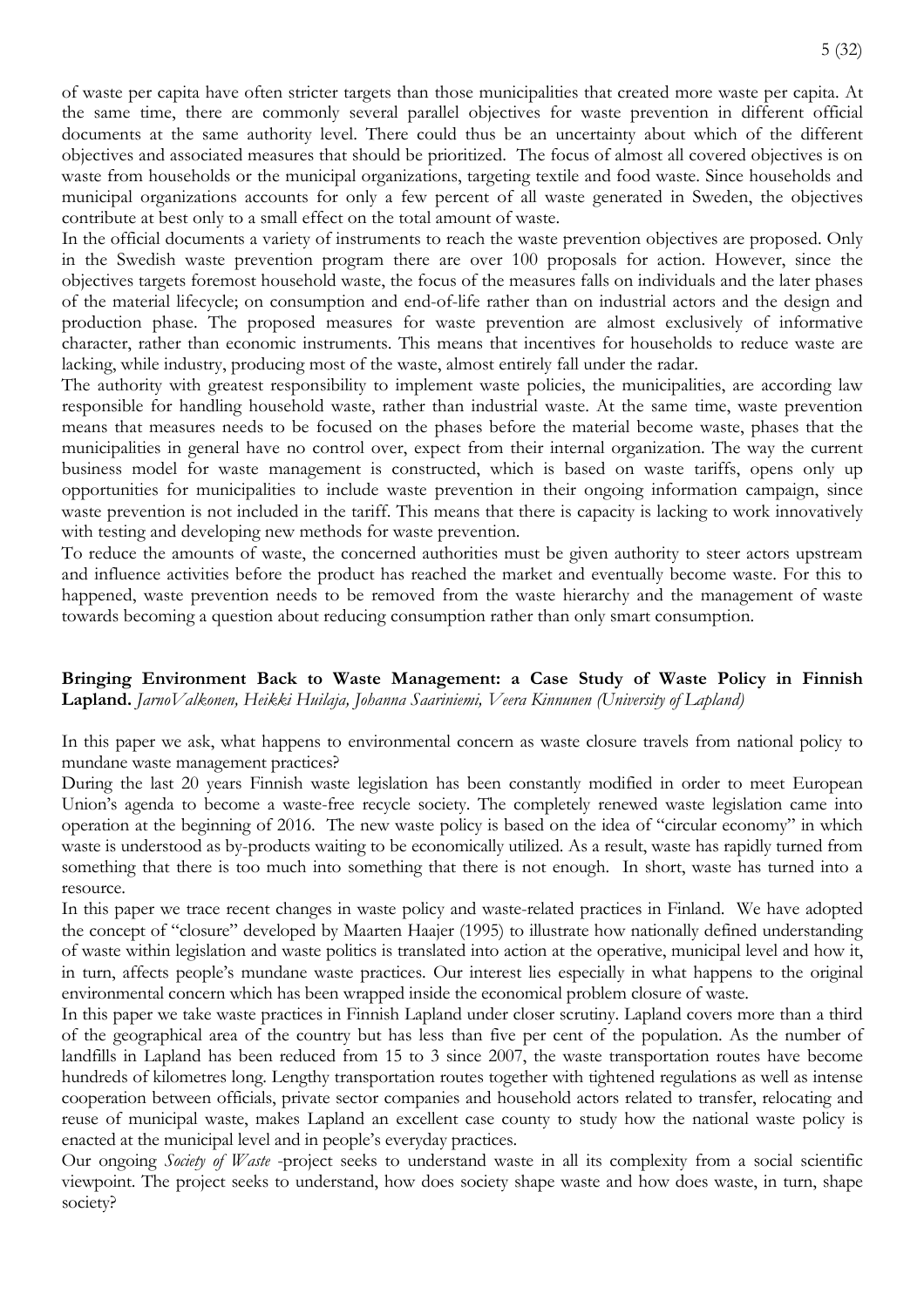of waste per capita have often stricter targets than those municipalities that created more waste per capita. At the same time, there are commonly several parallel objectives for waste prevention in different official documents at the same authority level. There could thus be an uncertainty about which of the different objectives and associated measures that should be prioritized. The focus of almost all covered objectives is on waste from households or the municipal organizations, targeting textile and food waste. Since households and municipal organizations accounts for only a few percent of all waste generated in Sweden, the objectives contribute at best only to a small effect on the total amount of waste.

In the official documents a variety of instruments to reach the waste prevention objectives are proposed. Only in the Swedish waste prevention program there are over 100 proposals for action. However, since the objectives targets foremost household waste, the focus of the measures falls on individuals and the later phases of the material lifecycle; on consumption and end-of-life rather than on industrial actors and the design and production phase. The proposed measures for waste prevention are almost exclusively of informative character, rather than economic instruments. This means that incentives for households to reduce waste are lacking, while industry, producing most of the waste, almost entirely fall under the radar.

The authority with greatest responsibility to implement waste policies, the municipalities, are according law responsible for handling household waste, rather than industrial waste. At the same time, waste prevention means that measures needs to be focused on the phases before the material become waste, phases that the municipalities in general have no control over, expect from their internal organization. The way the current business model for waste management is constructed, which is based on waste tariffs, opens only up opportunities for municipalities to include waste prevention in their ongoing information campaign, since waste prevention is not included in the tariff. This means that there is capacity is lacking to work innovatively with testing and developing new methods for waste prevention.

To reduce the amounts of waste, the concerned authorities must be given authority to steer actors upstream and influence activities before the product has reached the market and eventually become waste. For this to happened, waste prevention needs to be removed from the waste hierarchy and the management of waste towards becoming a question about reducing consumption rather than only smart consumption.

**Bringing Environment Back to Waste Management: a Case Study of Waste Policy in Finnish Lapland.** *JarnoValkonen, Heikki Huilaja, Johanna Saariniemi, Veera Kinnunen (University of Lapland)*

In this paper we ask, what happens to environmental concern as waste closure travels from national policy to mundane waste management practices?

During the last 20 years Finnish waste legislation has been constantly modified in order to meet European Union's agenda to become a waste-free recycle society. The completely renewed waste legislation came into operation at the beginning of 2016. The new waste policy is based on the idea of "circular economy" in which waste is understood as by-products waiting to be economically utilized. As a result, waste has rapidly turned from something that there is too much into something that there is not enough. In short, waste has turned into a resource.

In this paper we trace recent changes in waste policy and waste-related practices in Finland. We have adopted the concept of "closure" developed by Maarten Haajer (1995) to illustrate how nationally defined understanding of waste within legislation and waste politics is translated into action at the operative, municipal level and how it, in turn, affects people's mundane waste practices. Our interest lies especially in what happens to the original environmental concern which has been wrapped inside the economical problem closure of waste.

In this paper we take waste practices in Finnish Lapland under closer scrutiny. Lapland covers more than a third of the geographical area of the country but has less than five per cent of the population. As the number of landfills in Lapland has been reduced from 15 to 3 since 2007, the waste transportation routes have become hundreds of kilometres long. Lengthy transportation routes together with tightened regulations as well as intense cooperation between officials, private sector companies and household actors related to transfer, relocating and reuse of municipal waste, makes Lapland an excellent case county to study how the national waste policy is enacted at the municipal level and in people's everyday practices.

Our ongoing *Society of Waste* -project seeks to understand waste in all its complexity from a social scientific viewpoint. The project seeks to understand, how does society shape waste and how does waste, in turn, shape society?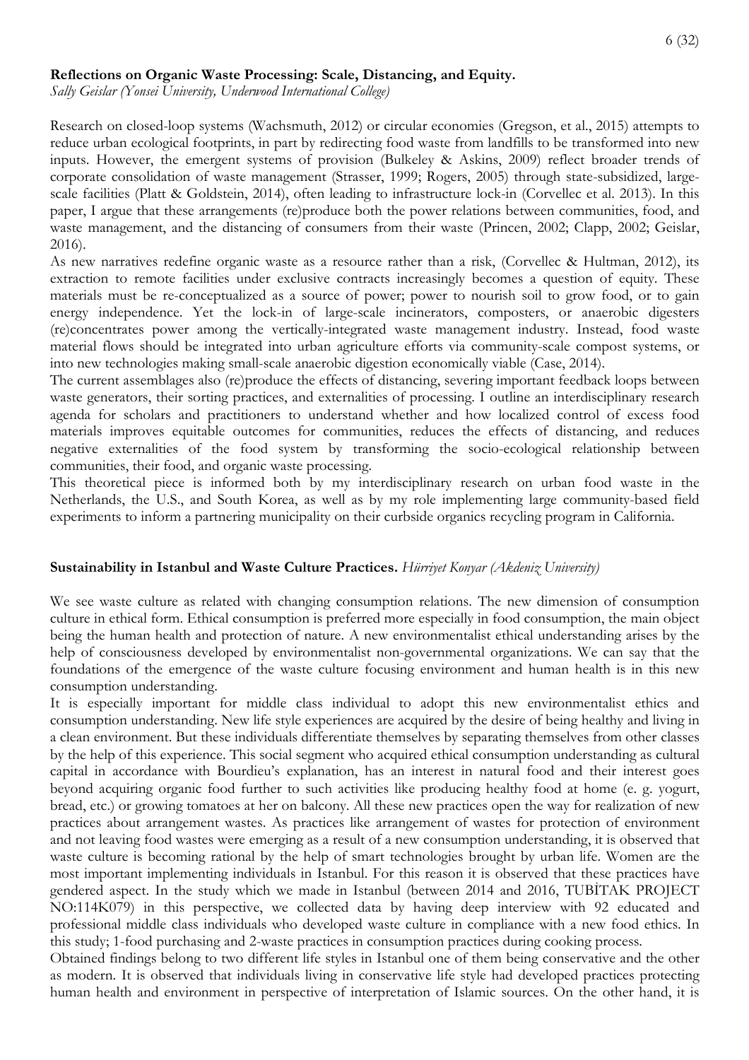**Reflections on Organic Waste Processing: Scale, Distancing, and Equity.**
*Sally Geislar (Yonsei University, Underwood International College)*

Research on closed-loop systems (Wachsmuth, 2012) or circular economies (Gregson, et al., 2015) attempts to reduce urban ecological footprints, in part by redirecting food waste from landfills to be transformed into new inputs. However, the emergent systems of provision (Bulkeley & Askins, 2009) reflect broader trends of corporate consolidation of waste management (Strasser, 1999; Rogers, 2005) through state-subsidized, large-scale facilities (Platt & Goldstein, 2014), often leading to infrastructure lock-in (Corvellec et al. 2013). In this paper, I argue that these arrangements (re)produce both the power relations between communities, food, and waste management, and the distancing of consumers from their waste (Princen, 2002; Clapp, 2002; Geislar, 2016).

As new narratives redefine organic waste as a resource rather than a risk, (Corvellec & Hultman, 2012), its extraction to remote facilities under exclusive contracts increasingly becomes a question of equity. These materials must be re-conceptualized as a source of power; power to nourish soil to grow food, or to gain energy independence. Yet the lock-in of large-scale incinerators, composters, or anaerobic digesters (re)concentrates power among the vertically-integrated waste management industry. Instead, food waste material flows should be integrated into urban agriculture efforts via community-scale compost systems, or into new technologies making small-scale anaerobic digestion economically viable (Case, 2014).

The current assemblages also (re)produce the effects of distancing, severing important feedback loops between waste generators, their sorting practices, and externalities of processing. I outline an interdisciplinary research agenda for scholars and practitioners to understand whether and how localized control of excess food materials improves equitable outcomes for communities, reduces the effects of distancing, and reduces negative externalities of the food system by transforming the socio-ecological relationship between communities, their food, and organic waste processing.

This theoretical piece is informed both by my interdisciplinary research on urban food waste in the Netherlands, the U.S., and South Korea, as well as by my role implementing large community-based field experiments to inform a partnering municipality on their curbside organics recycling program in California.

**Sustainability in Istanbul and Waste Culture Practices.** *Hürriyet Konyar (Akdeniz University)*

We see waste culture as related with changing consumption relations. The new dimension of consumption culture in ethical form. Ethical consumption is preferred more especially in food consumption, the main object being the human health and protection of nature. A new environmentalist ethical understanding arises by the help of consciousness developed by environmentalist non-governmental organizations. We can say that the foundations of the emergence of the waste culture focusing environment and human health is in this new consumption understanding.

It is especially important for middle class individual to adopt this new environmentalist ethics and consumption understanding. New life style experiences are acquired by the desire of being healthy and living in a clean environment. But these individuals differentiate themselves by separating themselves from other classes by the help of this experience. This social segment who acquired ethical consumption understanding as cultural capital in accordance with Bourdieu's explanation, has an interest in natural food and their interest goes beyond acquiring organic food further to such activities like producing healthy food at home (e. g. yogurt, bread, etc.) or growing tomatoes at her on balcony. All these new practices open the way for realization of new practices about arrangement wastes. As practices like arrangement of wastes for protection of environment and not leaving food wastes were emerging as a result of a new consumption understanding, it is observed that waste culture is becoming rational by the help of smart technologies brought by urban life. Women are the most important implementing individuals in Istanbul. For this reason it is observed that these practices have gendered aspect. In the study which we made in Istanbul (between 2014 and 2016, TUBİTAK PROJECT NO:114K079) in this perspective, we collected data by having deep interview with 92 educated and professional middle class individuals who developed waste culture in compliance with a new food ethics. In this study; 1-food purchasing and 2-waste practices in consumption practices during cooking process.

Obtained findings belong to two different life styles in Istanbul one of them being conservative and the other as modern. It is observed that individuals living in conservative life style had developed practices protecting human health and environment in perspective of interpretation of Islamic sources. On the other hand, it is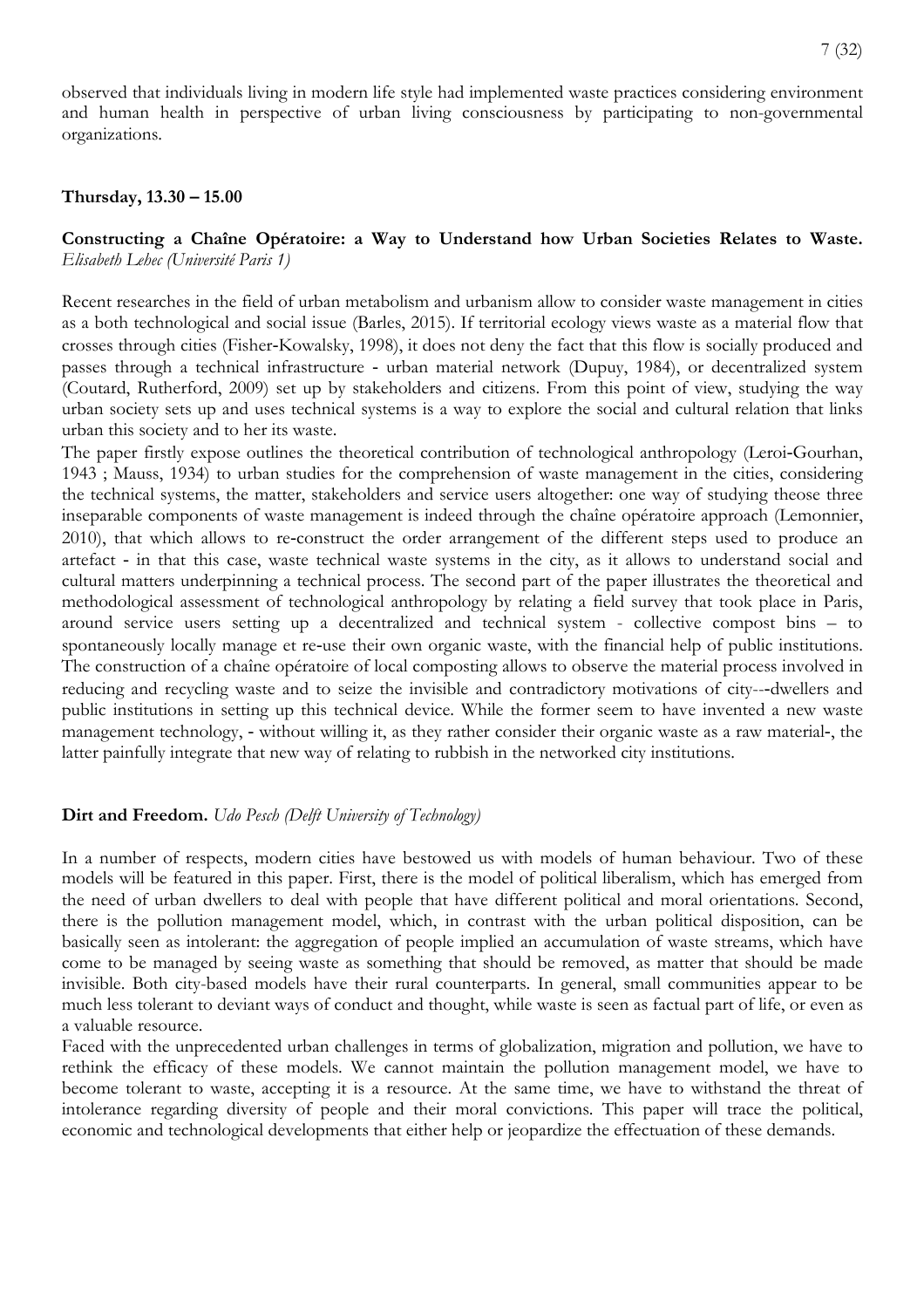observed that individuals living in modern life style had implemented waste practices considering environment and human health in perspective of urban living consciousness by participating to non-governmental organizations.

**Thursday, 13.30 – 15.00**

**Constructing a Chaîne Opératoire: a Way to Understand how Urban Societies Relates to Waste.** *Elisabeth Lehec (Université Paris 1)*

Recent researches in the field of urban metabolism and urbanism allow to consider waste management in cities as a both technological and social issue (Barles, 2015). If territorial ecology views waste as a material flow that crosses through cities (Fisher-Kowalsky, 1998), it does not deny the fact that this flow is socially produced and passes through a technical infrastructure - urban material network (Dupuy, 1984), or decentralized system (Coutard, Rutherford, 2009) set up by stakeholders and citizens. From this point of view, studying the way urban society sets up and uses technical systems is a way to explore the social and cultural relation that links urban this society and to her its waste.

The paper firstly expose outlines the theoretical contribution of technological anthropology (Leroi-Gourhan, 1943 ; Mauss, 1934) to urban studies for the comprehension of waste management in the cities, considering the technical systems, the matter, stakeholders and service users altogether: one way of studying theose three inseparable components of waste management is indeed through the chaîne opératoire approach (Lemonnier, 2010), that which allows to re-construct the order arrangement of the different steps used to produce an artefact - in that this case, waste technical waste systems in the city, as it allows to understand social and cultural matters underpinning a technical process. The second part of the paper illustrates the theoretical and methodological assessment of technological anthropology by relating a field survey that took place in Paris, around service users setting up a decentralized and technical system - collective compost bins – to spontaneously locally manage et re-use their own organic waste, with the financial help of public institutions. The construction of a chaîne opératoire of local composting allows to observe the material process involved in reducing and recycling waste and to seize the invisible and contradictory motivations of city---dwellers and public institutions in setting up this technical device. While the former seem to have invented a new waste management technology, - without willing it, as they rather consider their organic waste as a raw material-, the latter painfully integrate that new way of relating to rubbish in the networked city institutions.

**Dirt and Freedom.** *Udo Pesch (Delft University of Technology)*

In a number of respects, modern cities have bestowed us with models of human behaviour. Two of these models will be featured in this paper. First, there is the model of political liberalism, which has emerged from the need of urban dwellers to deal with people that have different political and moral orientations. Second, there is the pollution management model, which, in contrast with the urban political disposition, can be basically seen as intolerant: the aggregation of people implied an accumulation of waste streams, which have come to be managed by seeing waste as something that should be removed, as matter that should be made invisible. Both city-based models have their rural counterparts. In general, small communities appear to be much less tolerant to deviant ways of conduct and thought, while waste is seen as factual part of life, or even as a valuable resource.

Faced with the unprecedented urban challenges in terms of globalization, migration and pollution, we have to rethink the efficacy of these models. We cannot maintain the pollution management model, we have to become tolerant to waste, accepting it is a resource. At the same time, we have to withstand the threat of intolerance regarding diversity of people and their moral convictions. This paper will trace the political, economic and technological developments that either help or jeopardize the effectuation of these demands.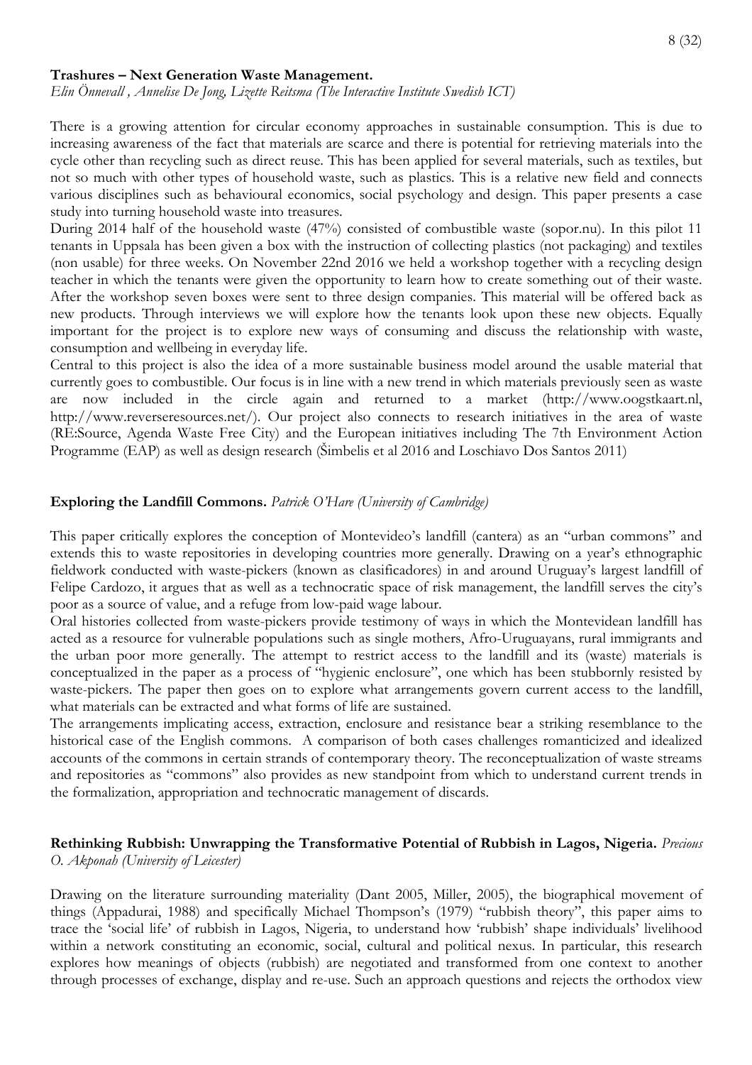**Trashures – Next Generation Waste Management.**
*Elin Önnevall , Annelise De Jong, Lizette Reitsma (The Interactive Institute Swedish ICT)*

There is a growing attention for circular economy approaches in sustainable consumption. This is due to increasing awareness of the fact that materials are scarce and there is potential for retrieving materials into the cycle other than recycling such as direct reuse. This has been applied for several materials, such as textiles, but not so much with other types of household waste, such as plastics. This is a relative new field and connects various disciplines such as behavioural economics, social psychology and design. This paper presents a case study into turning household waste into treasures.
During 2014 half of the household waste (47%) consisted of combustible waste (sopor.nu). In this pilot 11 tenants in Uppsala has been given a box with the instruction of collecting plastics (not packaging) and textiles (non usable) for three weeks. On November 22nd 2016 we held a workshop together with a recycling design teacher in which the tenants were given the opportunity to learn how to create something out of their waste. After the workshop seven boxes were sent to three design companies. This material will be offered back as new products. Through interviews we will explore how the tenants look upon these new objects. Equally important for the project is to explore new ways of consuming and discuss the relationship with waste, consumption and wellbeing in everyday life.
Central to this project is also the idea of a more sustainable business model around the usable material that currently goes to combustible. Our focus is in line with a new trend in which materials previously seen as waste are now included in the circle again and returned to a market (http://www.oogstkaart.nl, http://www.reverseresources.net/). Our project also connects to research initiatives in the area of waste (RE:Source, Agenda Waste Free City) and the European initiatives including The 7th Environment Action Programme (EAP) as well as design research (Šimbelis et al 2016 and Loschiavo Dos Santos 2011)

**Exploring the Landfill Commons.** *Patrick O'Hare (University of Cambridge)*

This paper critically explores the conception of Montevideo's landfill (cantera) as an "urban commons" and extends this to waste repositories in developing countries more generally. Drawing on a year's ethnographic fieldwork conducted with waste-pickers (known as clasificadores) in and around Uruguay's largest landfill of Felipe Cardozo, it argues that as well as a technocratic space of risk management, the landfill serves the city's poor as a source of value, and a refuge from low-paid wage labour.
Oral histories collected from waste-pickers provide testimony of ways in which the Montevidean landfill has acted as a resource for vulnerable populations such as single mothers, Afro-Uruguayans, rural immigrants and the urban poor more generally. The attempt to restrict access to the landfill and its (waste) materials is conceptualized in the paper as a process of "hygienic enclosure", one which has been stubbornly resisted by waste-pickers. The paper then goes on to explore what arrangements govern current access to the landfill, what materials can be extracted and what forms of life are sustained.
The arrangements implicating access, extraction, enclosure and resistance bear a striking resemblance to the historical case of the English commons. A comparison of both cases challenges romanticized and idealized accounts of the commons in certain strands of contemporary theory. The reconceptualization of waste streams and repositories as "commons" also provides as new standpoint from which to understand current trends in the formalization, appropriation and technocratic management of discards.

**Rethinking Rubbish: Unwrapping the Transformative Potential of Rubbish in Lagos, Nigeria.** *Precious O. Akponah (University of Leicester)*

Drawing on the literature surrounding materiality (Dant 2005, Miller, 2005), the biographical movement of things (Appadurai, 1988) and specifically Michael Thompson's (1979) "rubbish theory", this paper aims to trace the 'social life' of rubbish in Lagos, Nigeria, to understand how 'rubbish' shape individuals' livelihood within a network constituting an economic, social, cultural and political nexus. In particular, this research explores how meanings of objects (rubbish) are negotiated and transformed from one context to another through processes of exchange, display and re-use. Such an approach questions and rejects the orthodox view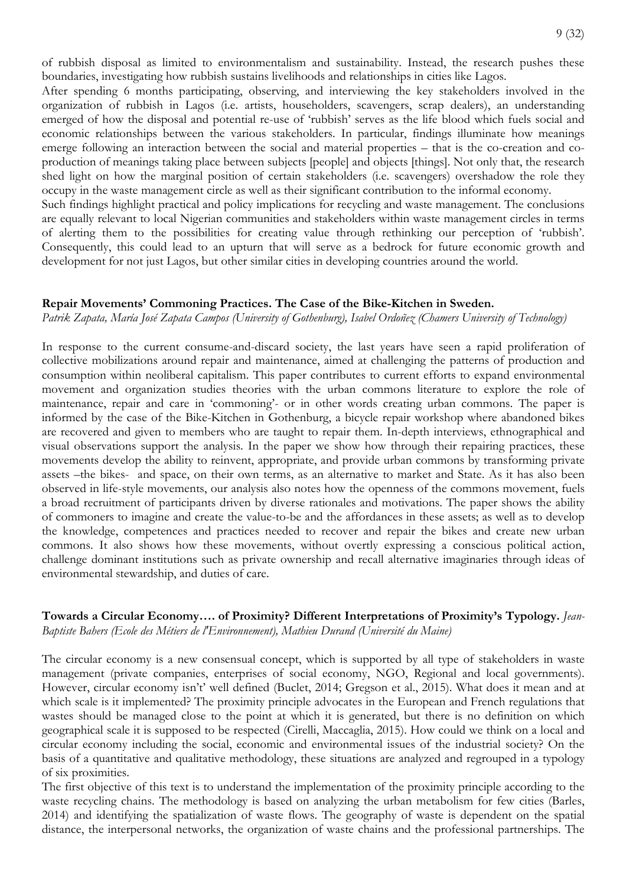of rubbish disposal as limited to environmentalism and sustainability. Instead, the research pushes these boundaries, investigating how rubbish sustains livelihoods and relationships in cities like Lagos.

After spending 6 months participating, observing, and interviewing the key stakeholders involved in the organization of rubbish in Lagos (i.e. artists, householders, scavengers, scrap dealers), an understanding emerged of how the disposal and potential re-use of 'rubbish' serves as the life blood which fuels social and economic relationships between the various stakeholders. In particular, findings illuminate how meanings emerge following an interaction between the social and material properties – that is the co-creation and co-production of meanings taking place between subjects [people] and objects [things]. Not only that, the research shed light on how the marginal position of certain stakeholders (i.e. scavengers) overshadow the role they occupy in the waste management circle as well as their significant contribution to the informal economy.

Such findings highlight practical and policy implications for recycling and waste management. The conclusions are equally relevant to local Nigerian communities and stakeholders within waste management circles in terms of alerting them to the possibilities for creating value through rethinking our perception of 'rubbish'. Consequently, this could lead to an upturn that will serve as a bedrock for future economic growth and development for not just Lagos, but other similar cities in developing countries around the world.

**Repair Movements' Commoning Practices. The Case of the Bike-Kitchen in Sweden.**
*Patrik Zapata, María José Zapata Campos (University of Gothenburg), Isabel Ordoñez (Chamers University of Technology)*

In response to the current consume-and-discard society, the last years have seen a rapid proliferation of collective mobilizations around repair and maintenance, aimed at challenging the patterns of production and consumption within neoliberal capitalism. This paper contributes to current efforts to expand environmental movement and organization studies theories with the urban commons literature to explore the role of maintenance, repair and care in 'commoning'- or in other words creating urban commons. The paper is informed by the case of the Bike-Kitchen in Gothenburg, a bicycle repair workshop where abandoned bikes are recovered and given to members who are taught to repair them. In-depth interviews, ethnographical and visual observations support the analysis. In the paper we show how through their repairing practices, these movements develop the ability to reinvent, appropriate, and provide urban commons by transforming private assets –the bikes- and space, on their own terms, as an alternative to market and State. As it has also been observed in life-style movements, our analysis also notes how the openness of the commons movement, fuels a broad recruitment of participants driven by diverse rationales and motivations. The paper shows the ability of commoners to imagine and create the value-to-be and the affordances in these assets; as well as to develop the knowledge, competences and practices needed to recover and repair the bikes and create new urban commons. It also shows how these movements, without overtly expressing a conscious political action, challenge dominant institutions such as private ownership and recall alternative imaginaries through ideas of environmental stewardship, and duties of care.

**Towards a Circular Economy…. of Proximity? Different Interpretations of Proximity's Typology.** *Jean-Baptiste Bahers (Ecole des Métiers de l'Environnement), Mathieu Durand (Université du Maine)*

The circular economy is a new consensual concept, which is supported by all type of stakeholders in waste management (private companies, enterprises of social economy, NGO, Regional and local governments). However, circular economy isn't' well defined (Buclet, 2014; Gregson et al., 2015). What does it mean and at which scale is it implemented? The proximity principle advocates in the European and French regulations that wastes should be managed close to the point at which it is generated, but there is no definition on which geographical scale it is supposed to be respected (Cirelli, Maccaglia, 2015). How could we think on a local and circular economy including the social, economic and environmental issues of the industrial society? On the basis of a quantitative and qualitative methodology, these situations are analyzed and regrouped in a typology of six proximities.

The first objective of this text is to understand the implementation of the proximity principle according to the waste recycling chains. The methodology is based on analyzing the urban metabolism for few cities (Barles, 2014) and identifying the spatialization of waste flows. The geography of waste is dependent on the spatial distance, the interpersonal networks, the organization of waste chains and the professional partnerships. The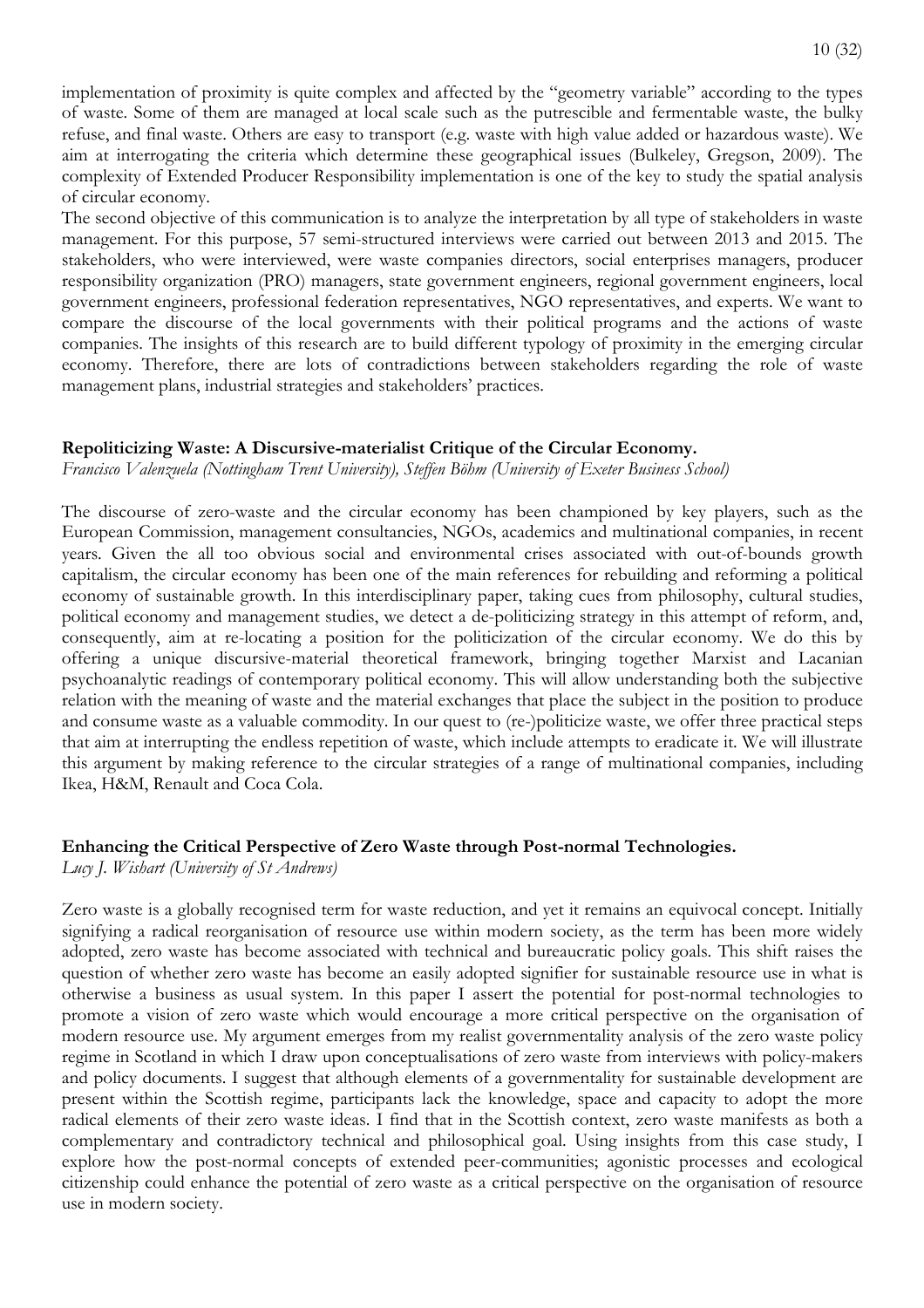implementation of proximity is quite complex and affected by the "geometry variable" according to the types of waste. Some of them are managed at local scale such as the putrescible and fermentable waste, the bulky refuse, and final waste. Others are easy to transport (e.g. waste with high value added or hazardous waste). We aim at interrogating the criteria which determine these geographical issues (Bulkeley, Gregson, 2009). The complexity of Extended Producer Responsibility implementation is one of the key to study the spatial analysis of circular economy.

The second objective of this communication is to analyze the interpretation by all type of stakeholders in waste management. For this purpose, 57 semi-structured interviews were carried out between 2013 and 2015. The stakeholders, who were interviewed, were waste companies directors, social enterprises managers, producer responsibility organization (PRO) managers, state government engineers, regional government engineers, local government engineers, professional federation representatives, NGO representatives, and experts. We want to compare the discourse of the local governments with their political programs and the actions of waste companies. The insights of this research are to build different typology of proximity in the emerging circular economy. Therefore, there are lots of contradictions between stakeholders regarding the role of waste management plans, industrial strategies and stakeholders' practices.

**Repoliticizing Waste: A Discursive-materialist Critique of the Circular Economy.**

*Francisco Valenzuela (Nottingham Trent University), Steffen Böhm (University of Exeter Business School)*

The discourse of zero-waste and the circular economy has been championed by key players, such as the European Commission, management consultancies, NGOs, academics and multinational companies, in recent years. Given the all too obvious social and environmental crises associated with out-of-bounds growth capitalism, the circular economy has been one of the main references for rebuilding and reforming a political economy of sustainable growth. In this interdisciplinary paper, taking cues from philosophy, cultural studies, political economy and management studies, we detect a de-politicizing strategy in this attempt of reform, and, consequently, aim at re-locating a position for the politicization of the circular economy. We do this by offering a unique discursive-material theoretical framework, bringing together Marxist and Lacanian psychoanalytic readings of contemporary political economy. This will allow understanding both the subjective relation with the meaning of waste and the material exchanges that place the subject in the position to produce and consume waste as a valuable commodity. In our quest to (re-)politicize waste, we offer three practical steps that aim at interrupting the endless repetition of waste, which include attempts to eradicate it. We will illustrate this argument by making reference to the circular strategies of a range of multinational companies, including Ikea, H&M, Renault and Coca Cola.

**Enhancing the Critical Perspective of Zero Waste through Post-normal Technologies.**

*Lucy J. Wishart (University of St Andrews)*

Zero waste is a globally recognised term for waste reduction, and yet it remains an equivocal concept. Initially signifying a radical reorganisation of resource use within modern society, as the term has been more widely adopted, zero waste has become associated with technical and bureaucratic policy goals. This shift raises the question of whether zero waste has become an easily adopted signifier for sustainable resource use in what is otherwise a business as usual system. In this paper I assert the potential for post-normal technologies to promote a vision of zero waste which would encourage a more critical perspective on the organisation of modern resource use. My argument emerges from my realist governmentality analysis of the zero waste policy regime in Scotland in which I draw upon conceptualisations of zero waste from interviews with policy-makers and policy documents. I suggest that although elements of a governmentality for sustainable development are present within the Scottish regime, participants lack the knowledge, space and capacity to adopt the more radical elements of their zero waste ideas. I find that in the Scottish context, zero waste manifests as both a complementary and contradictory technical and philosophical goal. Using insights from this case study, I explore how the post-normal concepts of extended peer-communities; agonistic processes and ecological citizenship could enhance the potential of zero waste as a critical perspective on the organisation of resource use in modern society.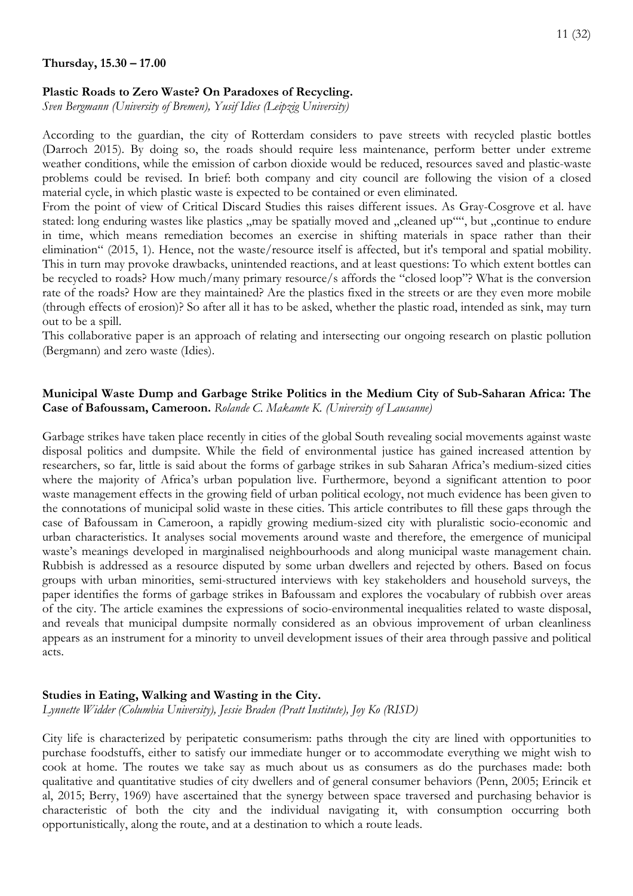**Thursday, 15.30 – 17.00**

**Plastic Roads to Zero Waste? On Paradoxes of Recycling.**
*Sven Bergmann (University of Bremen), Yusif Idies (Leipzig University)*

According to the guardian, the city of Rotterdam considers to pave streets with recycled plastic bottles (Darroch 2015). By doing so, the roads should require less maintenance, perform better under extreme weather conditions, while the emission of carbon dioxide would be reduced, resources saved and plastic-waste problems could be revised. In brief: both company and city council are following the vision of a closed material cycle, in which plastic waste is expected to be contained or even eliminated.
From the point of view of Critical Discard Studies this raises different issues. As Gray-Cosgrove et al. have stated: long enduring wastes like plastics „may be spatially moved and „cleaned up"", but „continue to endure in time, which means remediation becomes an exercise in shifting materials in space rather than their elimination" (2015, 1). Hence, not the waste/resource itself is affected, but it's temporal and spatial mobility. This in turn may provoke drawbacks, unintended reactions, and at least questions: To which extent bottles can be recycled to roads? How much/many primary resource/s affords the "closed loop"? What is the conversion rate of the roads? How are they maintained? Are the plastics fixed in the streets or are they even more mobile (through effects of erosion)? So after all it has to be asked, whether the plastic road, intended as sink, may turn out to be a spill.
This collaborative paper is an approach of relating and intersecting our ongoing research on plastic pollution (Bergmann) and zero waste (Idies).

**Municipal Waste Dump and Garbage Strike Politics in the Medium City of Sub-Saharan Africa: The Case of Bafoussam, Cameroon.** *Rolande C. Makamte K. (University of Lausanne)*

Garbage strikes have taken place recently in cities of the global South revealing social movements against waste disposal politics and dumpsite. While the field of environmental justice has gained increased attention by researchers, so far, little is said about the forms of garbage strikes in sub Saharan Africa's medium-sized cities where the majority of Africa's urban population live. Furthermore, beyond a significant attention to poor waste management effects in the growing field of urban political ecology, not much evidence has been given to the connotations of municipal solid waste in these cities. This article contributes to fill these gaps through the case of Bafoussam in Cameroon, a rapidly growing medium-sized city with pluralistic socio-economic and urban characteristics. It analyses social movements around waste and therefore, the emergence of municipal waste's meanings developed in marginalised neighbourhoods and along municipal waste management chain. Rubbish is addressed as a resource disputed by some urban dwellers and rejected by others. Based on focus groups with urban minorities, semi-structured interviews with key stakeholders and household surveys, the paper identifies the forms of garbage strikes in Bafoussam and explores the vocabulary of rubbish over areas of the city. The article examines the expressions of socio-environmental inequalities related to waste disposal, and reveals that municipal dumpsite normally considered as an obvious improvement of urban cleanliness appears as an instrument for a minority to unveil development issues of their area through passive and political acts.

**Studies in Eating, Walking and Wasting in the City.**
*Lynnette Widder (Columbia University), Jessie Braden (Pratt Institute), Joy Ko (RISD)*

City life is characterized by peripatetic consumerism: paths through the city are lined with opportunities to purchase foodstuffs, either to satisfy our immediate hunger or to accommodate everything we might wish to cook at home. The routes we take say as much about us as consumers as do the purchases made: both qualitative and quantitative studies of city dwellers and of general consumer behaviors (Penn, 2005; Erincik et al, 2015; Berry, 1969) have ascertained that the synergy between space traversed and purchasing behavior is characteristic of both the city and the individual navigating it, with consumption occurring both opportunistically, along the route, and at a destination to which a route leads.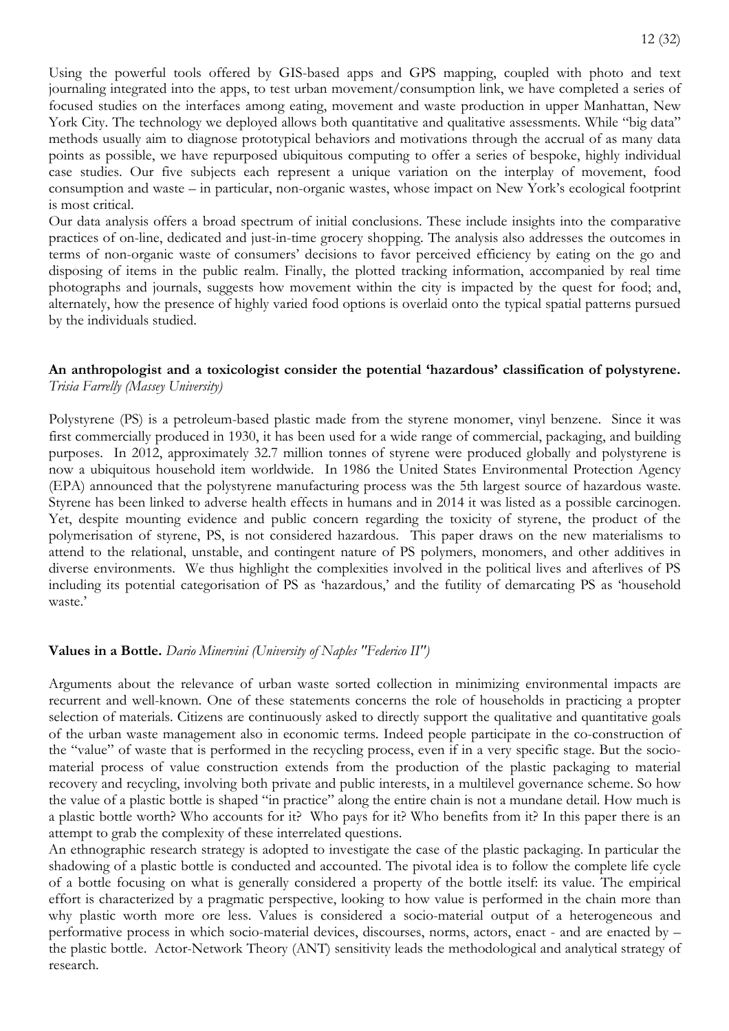Using the powerful tools offered by GIS-based apps and GPS mapping, coupled with photo and text journaling integrated into the apps, to test urban movement/consumption link, we have completed a series of focused studies on the interfaces among eating, movement and waste production in upper Manhattan, New York City. The technology we deployed allows both quantitative and qualitative assessments. While "big data" methods usually aim to diagnose prototypical behaviors and motivations through the accrual of as many data points as possible, we have repurposed ubiquitous computing to offer a series of bespoke, highly individual case studies. Our five subjects each represent a unique variation on the interplay of movement, food consumption and waste – in particular, non-organic wastes, whose impact on New York's ecological footprint is most critical.

Our data analysis offers a broad spectrum of initial conclusions. These include insights into the comparative practices of on-line, dedicated and just-in-time grocery shopping. The analysis also addresses the outcomes in terms of non-organic waste of consumers' decisions to favor perceived efficiency by eating on the go and disposing of items in the public realm. Finally, the plotted tracking information, accompanied by real time photographs and journals, suggests how movement within the city is impacted by the quest for food; and, alternately, how the presence of highly varied food options is overlaid onto the typical spatial patterns pursued by the individuals studied.

**An anthropologist and a toxicologist consider the potential 'hazardous' classification of polystyrene.**
*Trisia Farrelly (Massey University)*

Polystyrene (PS) is a petroleum-based plastic made from the styrene monomer, vinyl benzene. Since it was first commercially produced in 1930, it has been used for a wide range of commercial, packaging, and building purposes. In 2012, approximately 32.7 million tonnes of styrene were produced globally and polystyrene is now a ubiquitous household item worldwide. In 1986 the United States Environmental Protection Agency (EPA) announced that the polystyrene manufacturing process was the 5th largest source of hazardous waste. Styrene has been linked to adverse health effects in humans and in 2014 it was listed as a possible carcinogen. Yet, despite mounting evidence and public concern regarding the toxicity of styrene, the product of the polymerisation of styrene, PS, is not considered hazardous. This paper draws on the new materialisms to attend to the relational, unstable, and contingent nature of PS polymers, monomers, and other additives in diverse environments. We thus highlight the complexities involved in the political lives and afterlives of PS including its potential categorisation of PS as 'hazardous,' and the futility of demarcating PS as 'household waste.'

**Values in a Bottle.** *Dario Minervini (University of Naples "Federico II")*

Arguments about the relevance of urban waste sorted collection in minimizing environmental impacts are recurrent and well-known. One of these statements concerns the role of households in practicing a propter selection of materials. Citizens are continuously asked to directly support the qualitative and quantitative goals of the urban waste management also in economic terms. Indeed people participate in the co-construction of the "value" of waste that is performed in the recycling process, even if in a very specific stage. But the socio-material process of value construction extends from the production of the plastic packaging to material recovery and recycling, involving both private and public interests, in a multilevel governance scheme. So how the value of a plastic bottle is shaped "in practice" along the entire chain is not a mundane detail. How much is a plastic bottle worth? Who accounts for it? Who pays for it? Who benefits from it? In this paper there is an attempt to grab the complexity of these interrelated questions.

An ethnographic research strategy is adopted to investigate the case of the plastic packaging. In particular the shadowing of a plastic bottle is conducted and accounted. The pivotal idea is to follow the complete life cycle of a bottle focusing on what is generally considered a property of the bottle itself: its value. The empirical effort is characterized by a pragmatic perspective, looking to how value is performed in the chain more than why plastic worth more ore less. Values is considered a socio-material output of a heterogeneous and performative process in which socio-material devices, discourses, norms, actors, enact - and are enacted by – the plastic bottle. Actor-Network Theory (ANT) sensitivity leads the methodological and analytical strategy of research.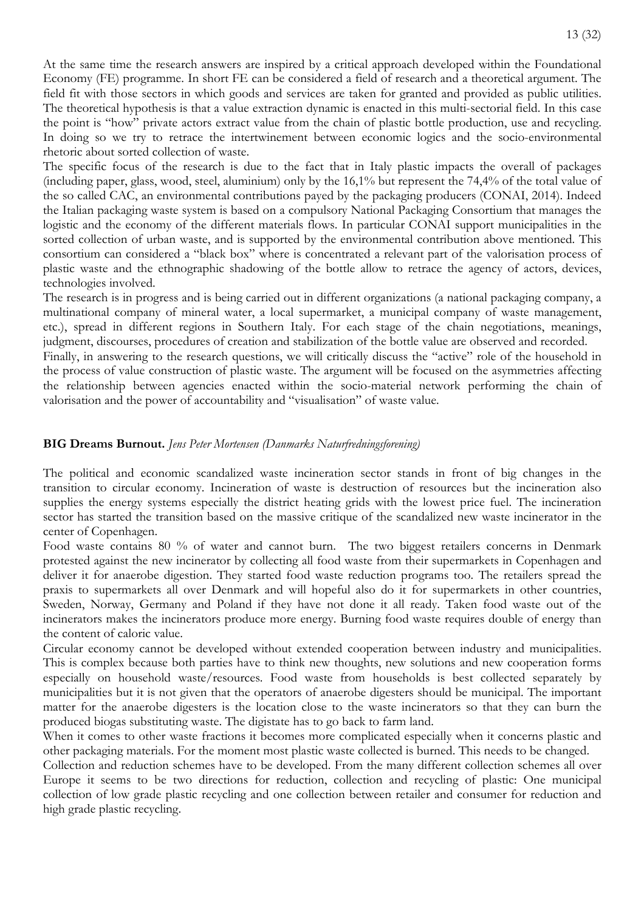At the same time the research answers are inspired by a critical approach developed within the Foundational Economy (FE) programme. In short FE can be considered a field of research and a theoretical argument. The field fit with those sectors in which goods and services are taken for granted and provided as public utilities. The theoretical hypothesis is that a value extraction dynamic is enacted in this multi-sectorial field. In this case the point is "how" private actors extract value from the chain of plastic bottle production, use and recycling. In doing so we try to retrace the intertwinement between economic logics and the socio-environmental rhetoric about sorted collection of waste.

The specific focus of the research is due to the fact that in Italy plastic impacts the overall of packages (including paper, glass, wood, steel, aluminium) only by the 16,1% but represent the 74,4% of the total value of the so called CAC, an environmental contributions payed by the packaging producers (CONAI, 2014). Indeed the Italian packaging waste system is based on a compulsory National Packaging Consortium that manages the logistic and the economy of the different materials flows. In particular CONAI support municipalities in the sorted collection of urban waste, and is supported by the environmental contribution above mentioned. This consortium can considered a "black box" where is concentrated a relevant part of the valorisation process of plastic waste and the ethnographic shadowing of the bottle allow to retrace the agency of actors, devices, technologies involved.

The research is in progress and is being carried out in different organizations (a national packaging company, a multinational company of mineral water, a local supermarket, a municipal company of waste management, etc.), spread in different regions in Southern Italy. For each stage of the chain negotiations, meanings, judgment, discourses, procedures of creation and stabilization of the bottle value are observed and recorded.

Finally, in answering to the research questions, we will critically discuss the "active" role of the household in the process of value construction of plastic waste. The argument will be focused on the asymmetries affecting the relationship between agencies enacted within the socio-material network performing the chain of valorisation and the power of accountability and "visualisation" of waste value.

**BIG Dreams Burnout.** *Jens Peter Mortensen (Danmarks Naturfredningsforening)*

The political and economic scandalized waste incineration sector stands in front of big changes in the transition to circular economy. Incineration of waste is destruction of resources but the incineration also supplies the energy systems especially the district heating grids with the lowest price fuel. The incineration sector has started the transition based on the massive critique of the scandalized new waste incinerator in the center of Copenhagen.

Food waste contains 80 % of water and cannot burn. The two biggest retailers concerns in Denmark protested against the new incinerator by collecting all food waste from their supermarkets in Copenhagen and deliver it for anaerobe digestion. They started food waste reduction programs too. The retailers spread the praxis to supermarkets all over Denmark and will hopeful also do it for supermarkets in other countries, Sweden, Norway, Germany and Poland if they have not done it all ready. Taken food waste out of the incinerators makes the incinerators produce more energy. Burning food waste requires double of energy than the content of caloric value.

Circular economy cannot be developed without extended cooperation between industry and municipalities. This is complex because both parties have to think new thoughts, new solutions and new cooperation forms especially on household waste/resources. Food waste from households is best collected separately by municipalities but it is not given that the operators of anaerobe digesters should be municipal. The important matter for the anaerobe digesters is the location close to the waste incinerators so that they can burn the produced biogas substituting waste. The digistate has to go back to farm land.

When it comes to other waste fractions it becomes more complicated especially when it concerns plastic and other packaging materials. For the moment most plastic waste collected is burned. This needs to be changed.

Collection and reduction schemes have to be developed. From the many different collection schemes all over Europe it seems to be two directions for reduction, collection and recycling of plastic: One municipal collection of low grade plastic recycling and one collection between retailer and consumer for reduction and high grade plastic recycling.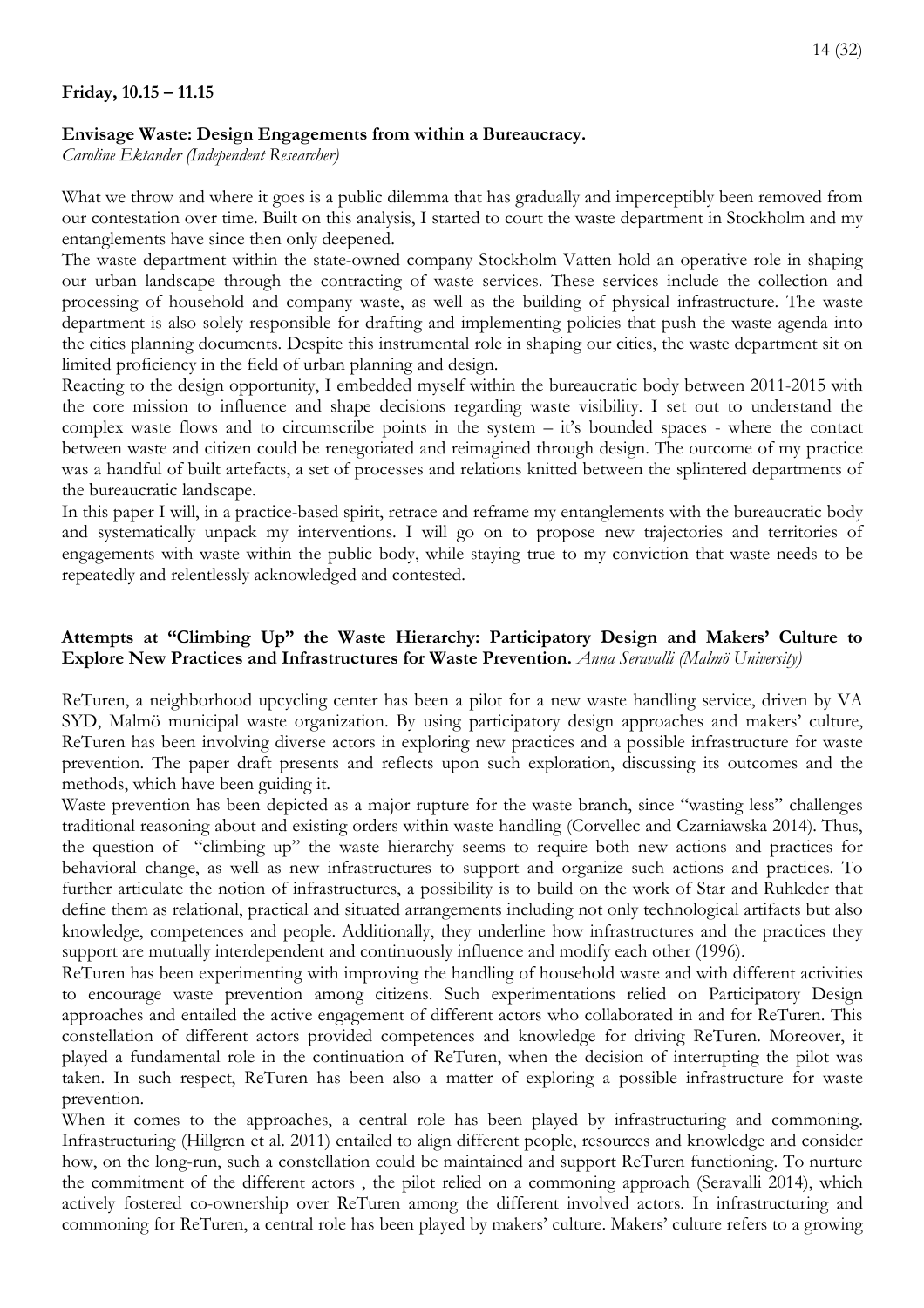**Friday, 10.15 – 11.15**

**Envisage Waste: Design Engagements from within a Bureaucracy.**

*Caroline Ektander (Independent Researcher)*

What we throw and where it goes is a public dilemma that has gradually and imperceptibly been removed from our contestation over time. Built on this analysis, I started to court the waste department in Stockholm and my entanglements have since then only deepened.

The waste department within the state-owned company Stockholm Vatten hold an operative role in shaping our urban landscape through the contracting of waste services. These services include the collection and processing of household and company waste, as well as the building of physical infrastructure. The waste department is also solely responsible for drafting and implementing policies that push the waste agenda into the cities planning documents. Despite this instrumental role in shaping our cities, the waste department sit on limited proficiency in the field of urban planning and design.

Reacting to the design opportunity, I embedded myself within the bureaucratic body between 2011-2015 with the core mission to influence and shape decisions regarding waste visibility. I set out to understand the complex waste flows and to circumscribe points in the system – it's bounded spaces - where the contact between waste and citizen could be renegotiated and reimagined through design. The outcome of my practice was a handful of built artefacts, a set of processes and relations knitted between the splintered departments of the bureaucratic landscape.

In this paper I will, in a practice-based spirit, retrace and reframe my entanglements with the bureaucratic body and systematically unpack my interventions. I will go on to propose new trajectories and territories of engagements with waste within the public body, while staying true to my conviction that waste needs to be repeatedly and relentlessly acknowledged and contested.

**Attempts at "Climbing Up" the Waste Hierarchy: Participatory Design and Makers' Culture to Explore New Practices and Infrastructures for Waste Prevention.** *Anna Seravalli (Malmö University)*

ReTuren, a neighborhood upcycling center has been a pilot for a new waste handling service, driven by VA SYD, Malmö municipal waste organization. By using participatory design approaches and makers' culture, ReTuren has been involving diverse actors in exploring new practices and a possible infrastructure for waste prevention. The paper draft presents and reflects upon such exploration, discussing its outcomes and the methods, which have been guiding it.

Waste prevention has been depicted as a major rupture for the waste branch, since "wasting less" challenges traditional reasoning about and existing orders within waste handling (Corvellec and Czarniawska 2014). Thus, the question of "climbing up" the waste hierarchy seems to require both new actions and practices for behavioral change, as well as new infrastructures to support and organize such actions and practices. To further articulate the notion of infrastructures, a possibility is to build on the work of Star and Ruhleder that define them as relational, practical and situated arrangements including not only technological artifacts but also knowledge, competences and people. Additionally, they underline how infrastructures and the practices they support are mutually interdependent and continuously influence and modify each other (1996).

ReTuren has been experimenting with improving the handling of household waste and with different activities to encourage waste prevention among citizens. Such experimentations relied on Participatory Design approaches and entailed the active engagement of different actors who collaborated in and for ReTuren. This constellation of different actors provided competences and knowledge for driving ReTuren. Moreover, it played a fundamental role in the continuation of ReTuren, when the decision of interrupting the pilot was taken. In such respect, ReTuren has been also a matter of exploring a possible infrastructure for waste prevention.

When it comes to the approaches, a central role has been played by infrastructuring and commoning. Infrastructuring (Hillgren et al. 2011) entailed to align different people, resources and knowledge and consider how, on the long-run, such a constellation could be maintained and support ReTuren functioning. To nurture the commitment of the different actors , the pilot relied on a commoning approach (Seravalli 2014), which actively fostered co-ownership over ReTuren among the different involved actors. In infrastructuring and commoning for ReTuren, a central role has been played by makers' culture. Makers' culture refers to a growing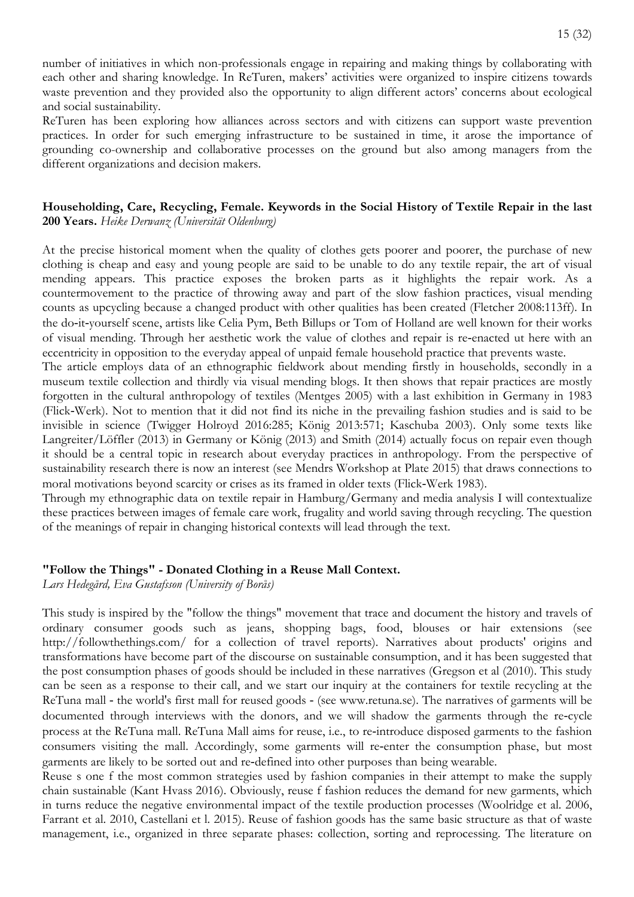number of initiatives in which non-professionals engage in repairing and making things by collaborating with each other and sharing knowledge. In ReTuren, makers' activities were organized to inspire citizens towards waste prevention and they provided also the opportunity to align different actors' concerns about ecological and social sustainability.

ReTuren has been exploring how alliances across sectors and with citizens can support waste prevention practices. In order for such emerging infrastructure to be sustained in time, it arose the importance of grounding co-ownership and collaborative processes on the ground but also among managers from the different organizations and decision makers.

**Householding, Care, Recycling, Female. Keywords in the Social History of Textile Repair in the last 200 Years.** *Heike Derwanz (Universität Oldenburg)*

At the precise historical moment when the quality of clothes gets poorer and poorer, the purchase of new clothing is cheap and easy and young people are said to be unable to do any textile repair, the art of visual mending appears. This practice exposes the broken parts as it highlights the repair work. As a countermovement to the practice of throwing away and part of the slow fashion practices, visual mending counts as upcycling because a changed product with other qualities has been created (Fletcher 2008:113ff). In the do-it-yourself scene, artists like Celia Pym, Beth Billups or Tom of Holland are well known for their works of visual mending. Through her aesthetic work the value of clothes and repair is re-enacted ut here with an eccentricity in opposition to the everyday appeal of unpaid female household practice that prevents waste.

The article employs data of an ethnographic fieldwork about mending firstly in households, secondly in a museum textile collection and thirdly via visual mending blogs. It then shows that repair practices are mostly forgotten in the cultural anthropology of textiles (Mentges 2005) with a last exhibition in Germany in 1983 (Flick-Werk). Not to mention that it did not find its niche in the prevailing fashion studies and is said to be invisible in science (Twigger Holroyd 2016:285; König 2013:571; Kaschuba 2003). Only some texts like Langreiter/Löffler (2013) in Germany or König (2013) and Smith (2014) actually focus on repair even though it should be a central topic in research about everyday practices in anthropology. From the perspective of sustainability research there is now an interest (see Mendrs Workshop at Plate 2015) that draws connections to moral motivations beyond scarcity or crises as its framed in older texts (Flick-Werk 1983).

Through my ethnographic data on textile repair in Hamburg/Germany and media analysis I will contextualize these practices between images of female care work, frugality and world saving through recycling. The question of the meanings of repair in changing historical contexts will lead through the text.

**"Follow the Things" - Donated Clothing in a Reuse Mall Context.**
*Lars Hedegård, Eva Gustafsson (University of Borås)*

This study is inspired by the "follow the things" movement that trace and document the history and travels of ordinary consumer goods such as jeans, shopping bags, food, blouses or hair extensions (see http://followthethings.com/ for a collection of travel reports). Narratives about products' origins and transformations have become part of the discourse on sustainable consumption, and it has been suggested that the post consumption phases of goods should be included in these narratives (Gregson et al (2010). This study can be seen as a response to their call, and we start our inquiry at the containers for textile recycling at the ReTuna mall - the world's first mall for reused goods - (see www.retuna.se). The narratives of garments will be documented through interviews with the donors, and we will shadow the garments through the re-cycle process at the ReTuna mall. ReTuna Mall aims for reuse, i.e., to re-introduce disposed garments to the fashion consumers visiting the mall. Accordingly, some garments will re-enter the consumption phase, but most garments are likely to be sorted out and re-defined into other purposes than being wearable.

Reuse s one f the most common strategies used by fashion companies in their attempt to make the supply chain sustainable (Kant Hvass 2016). Obviously, reuse f fashion reduces the demand for new garments, which in turns reduce the negative environmental impact of the textile production processes (Woolridge et al. 2006, Farrant et al. 2010, Castellani et l. 2015). Reuse of fashion goods has the same basic structure as that of waste management, i.e., organized in three separate phases: collection, sorting and reprocessing. The literature on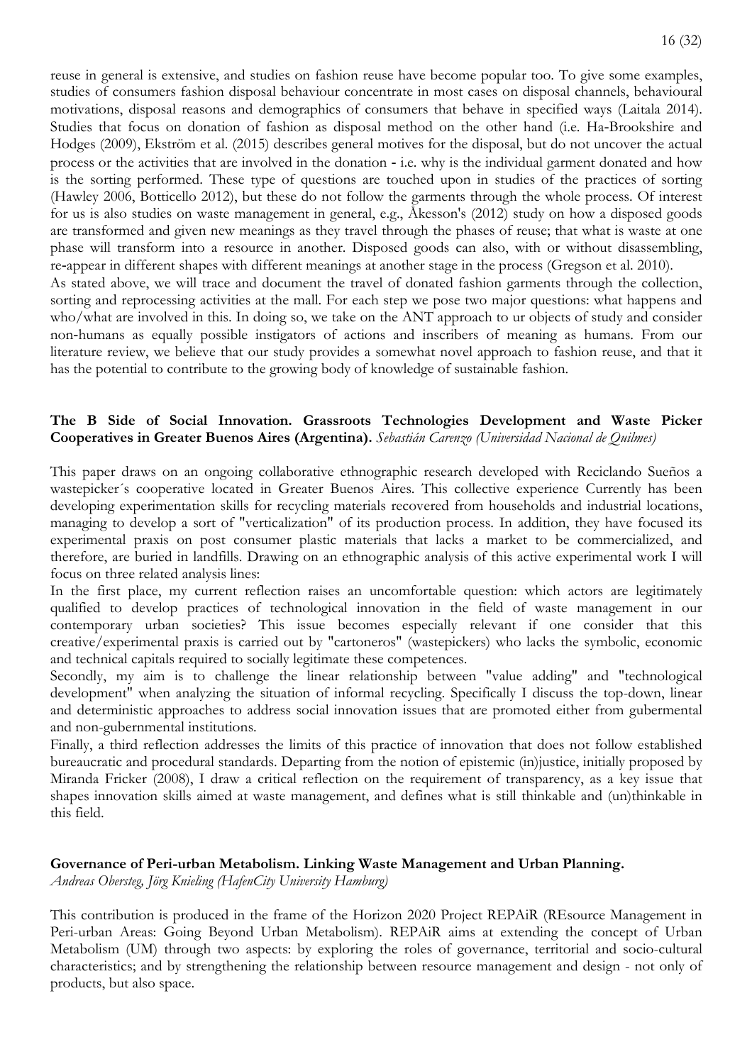reuse in general is extensive, and studies on fashion reuse have become popular too. To give some examples, studies of consumers fashion disposal behaviour concentrate in most cases on disposal channels, behavioural motivations, disposal reasons and demographics of consumers that behave in specified ways (Laitala 2014). Studies that focus on donation of fashion as disposal method on the other hand (i.e. Ha-Brookshire and Hodges (2009), Ekström et al. (2015) describes general motives for the disposal, but do not uncover the actual process or the activities that are involved in the donation - i.e. why is the individual garment donated and how is the sorting performed. These type of questions are touched upon in studies of the practices of sorting (Hawley 2006, Botticello 2012), but these do not follow the garments through the whole process. Of interest for us is also studies on waste management in general, e.g., Åkesson's (2012) study on how a disposed goods are transformed and given new meanings as they travel through the phases of reuse; that what is waste at one phase will transform into a resource in another. Disposed goods can also, with or without disassembling, re-appear in different shapes with different meanings at another stage in the process (Gregson et al. 2010).

As stated above, we will trace and document the travel of donated fashion garments through the collection, sorting and reprocessing activities at the mall. For each step we pose two major questions: what happens and who/what are involved in this. In doing so, we take on the ANT approach to ur objects of study and consider non-humans as equally possible instigators of actions and inscribers of meaning as humans. From our literature review, we believe that our study provides a somewhat novel approach to fashion reuse, and that it has the potential to contribute to the growing body of knowledge of sustainable fashion.

**The B Side of Social Innovation. Grassroots Technologies Development and Waste Picker Cooperatives in Greater Buenos Aires (Argentina).** *Sebastián Carenzo (Universidad Nacional de Quilmes)*

This paper draws on an ongoing collaborative ethnographic research developed with Reciclando Sueños a wastepicker´s cooperative located in Greater Buenos Aires. This collective experience Currently has been developing experimentation skills for recycling materials recovered from households and industrial locations, managing to develop a sort of "verticalization" of its production process. In addition, they have focused its experimental praxis on post consumer plastic materials that lacks a market to be commercialized, and therefore, are buried in landfills. Drawing on an ethnographic analysis of this active experimental work I will focus on three related analysis lines:

In the first place, my current reflection raises an uncomfortable question: which actors are legitimately qualified to develop practices of technological innovation in the field of waste management in our contemporary urban societies? This issue becomes especially relevant if one consider that this creative/experimental praxis is carried out by "cartoneros" (wastepickers) who lacks the symbolic, economic and technical capitals required to socially legitimate these competences.

Secondly, my aim is to challenge the linear relationship between "value adding" and "technological development" when analyzing the situation of informal recycling. Specifically I discuss the top-down, linear and deterministic approaches to address social innovation issues that are promoted either from gubermental and non-gubernmental institutions.

Finally, a third reflection addresses the limits of this practice of innovation that does not follow established bureaucratic and procedural standards. Departing from the notion of epistemic (in)justice, initially proposed by Miranda Fricker (2008), I draw a critical reflection on the requirement of transparency, as a key issue that shapes innovation skills aimed at waste management, and defines what is still thinkable and (un)thinkable in this field.

**Governance of Peri-urban Metabolism. Linking Waste Management and Urban Planning.**
*Andreas Obersteg, Jörg Knieling (HafenCity University Hamburg)*

This contribution is produced in the frame of the Horizon 2020 Project REPAiR (REsource Management in Peri-urban Areas: Going Beyond Urban Metabolism). REPAiR aims at extending the concept of Urban Metabolism (UM) through two aspects: by exploring the roles of governance, territorial and socio-cultural characteristics; and by strengthening the relationship between resource management and design - not only of products, but also space.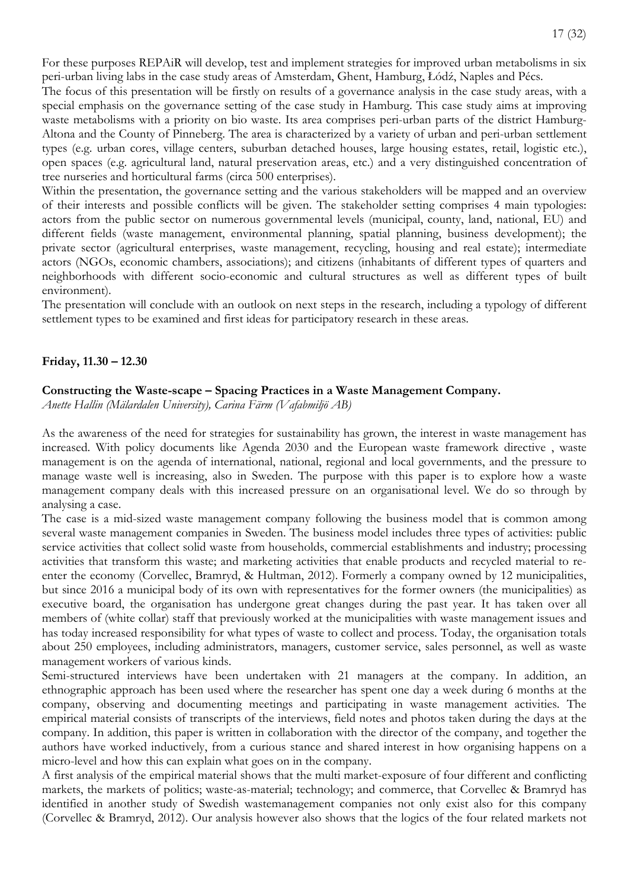For these purposes REPAiR will develop, test and implement strategies for improved urban metabolisms in six peri-urban living labs in the case study areas of Amsterdam, Ghent, Hamburg, Łódź, Naples and Pécs.

The focus of this presentation will be firstly on results of a governance analysis in the case study areas, with a special emphasis on the governance setting of the case study in Hamburg. This case study aims at improving waste metabolisms with a priority on bio waste. Its area comprises peri-urban parts of the district Hamburg-Altona and the County of Pinneberg. The area is characterized by a variety of urban and peri-urban settlement types (e.g. urban cores, village centers, suburban detached houses, large housing estates, retail, logistic etc.), open spaces (e.g. agricultural land, natural preservation areas, etc.) and a very distinguished concentration of tree nurseries and horticultural farms (circa 500 enterprises).

Within the presentation, the governance setting and the various stakeholders will be mapped and an overview of their interests and possible conflicts will be given. The stakeholder setting comprises 4 main typologies: actors from the public sector on numerous governmental levels (municipal, county, land, national, EU) and different fields (waste management, environmental planning, spatial planning, business development); the private sector (agricultural enterprises, waste management, recycling, housing and real estate); intermediate actors (NGOs, economic chambers, associations); and citizens (inhabitants of different types of quarters and neighborhoods with different socio-economic and cultural structures as well as different types of built environment).

The presentation will conclude with an outlook on next steps in the research, including a typology of different settlement types to be examined and first ideas for participatory research in these areas.

**Friday, 11.30 – 12.30**

**Constructing the Waste-scape – Spacing Practices in a Waste Management Company.**
*Anette Hallin (Mälardalen University), Carina Färm (Vafabmiljö AB)*

As the awareness of the need for strategies for sustainability has grown, the interest in waste management has increased. With policy documents like Agenda 2030 and the European waste framework directive , waste management is on the agenda of international, national, regional and local governments, and the pressure to manage waste well is increasing, also in Sweden. The purpose with this paper is to explore how a waste management company deals with this increased pressure on an organisational level. We do so through by analysing a case.

The case is a mid-sized waste management company following the business model that is common among several waste management companies in Sweden. The business model includes three types of activities: public service activities that collect solid waste from households, commercial establishments and industry; processing activities that transform this waste; and marketing activities that enable products and recycled material to re-enter the economy (Corvellec, Bramryd, & Hultman, 2012). Formerly a company owned by 12 municipalities, but since 2016 a municipal body of its own with representatives for the former owners (the municipalities) as executive board, the organisation has undergone great changes during the past year. It has taken over all members of (white collar) staff that previously worked at the municipalities with waste management issues and has today increased responsibility for what types of waste to collect and process. Today, the organisation totals about 250 employees, including administrators, managers, customer service, sales personnel, as well as waste management workers of various kinds.

Semi-structured interviews have been undertaken with 21 managers at the company. In addition, an ethnographic approach has been used where the researcher has spent one day a week during 6 months at the company, observing and documenting meetings and participating in waste management activities. The empirical material consists of transcripts of the interviews, field notes and photos taken during the days at the company. In addition, this paper is written in collaboration with the director of the company, and together the authors have worked inductively, from a curious stance and shared interest in how organising happens on a micro-level and how this can explain what goes on in the company.

A first analysis of the empirical material shows that the multi market-exposure of four different and conflicting markets, the markets of politics; waste-as-material; technology; and commerce, that Corvellec & Bramryd has identified in another study of Swedish wastemanagement companies not only exist also for this company (Corvellec & Bramryd, 2012). Our analysis however also shows that the logics of the four related markets not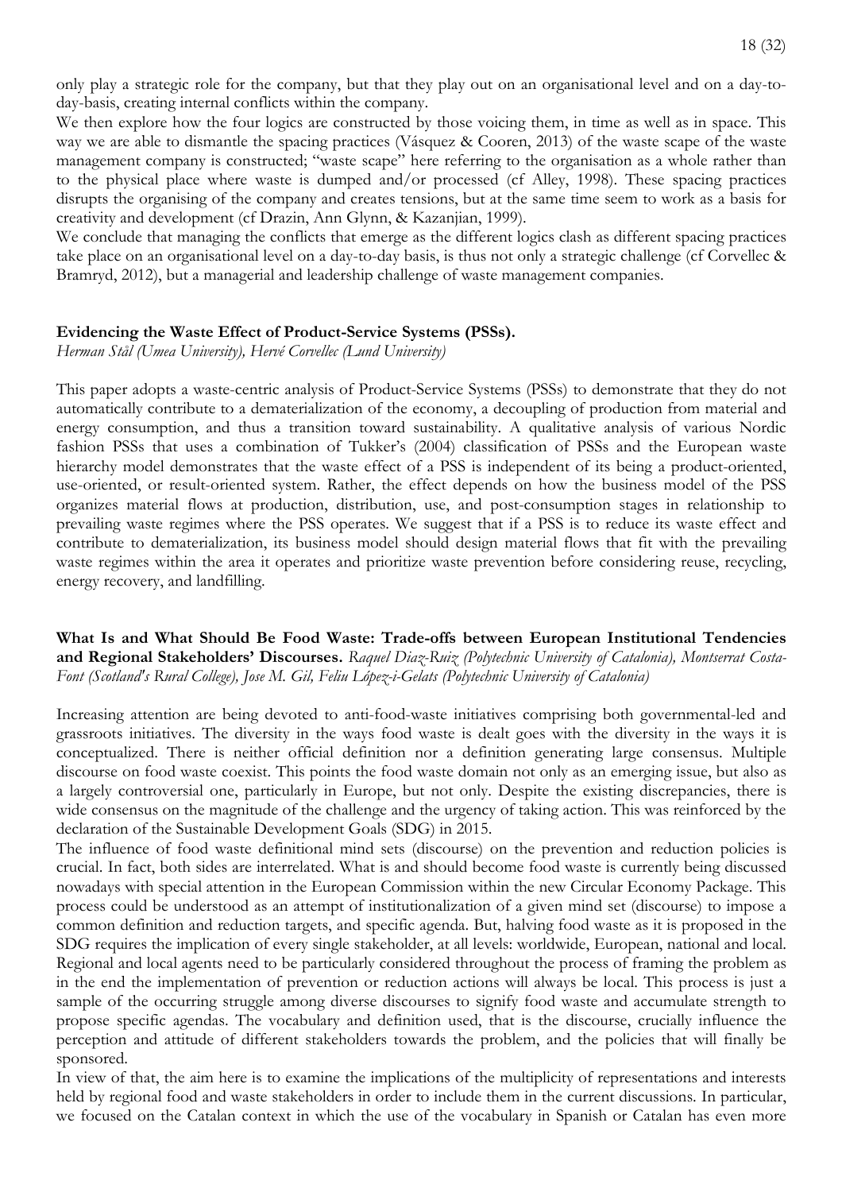only play a strategic role for the company, but that they play out on an organisational level and on a day-to-day-basis, creating internal conflicts within the company.

We then explore how the four logics are constructed by those voicing them, in time as well as in space. This way we are able to dismantle the spacing practices (Vásquez & Cooren, 2013) of the waste scape of the waste management company is constructed; "waste scape" here referring to the organisation as a whole rather than to the physical place where waste is dumped and/or processed (cf Alley, 1998). These spacing practices disrupts the organising of the company and creates tensions, but at the same time seem to work as a basis for creativity and development (cf Drazin, Ann Glynn, & Kazanjian, 1999).

We conclude that managing the conflicts that emerge as the different logics clash as different spacing practices take place on an organisational level on a day-to-day basis, is thus not only a strategic challenge (cf Corvellec & Bramryd, 2012), but a managerial and leadership challenge of waste management companies.

**Evidencing the Waste Effect of Product-Service Systems (PSSs).**
*Herman Stål (Umea University), Hervé Corvellec (Lund University)*

This paper adopts a waste-centric analysis of Product-Service Systems (PSSs) to demonstrate that they do not automatically contribute to a dematerialization of the economy, a decoupling of production from material and energy consumption, and thus a transition toward sustainability. A qualitative analysis of various Nordic fashion PSSs that uses a combination of Tukker's (2004) classification of PSSs and the European waste hierarchy model demonstrates that the waste effect of a PSS is independent of its being a product-oriented, use-oriented, or result-oriented system. Rather, the effect depends on how the business model of the PSS organizes material flows at production, distribution, use, and post-consumption stages in relationship to prevailing waste regimes where the PSS operates. We suggest that if a PSS is to reduce its waste effect and contribute to dematerialization, its business model should design material flows that fit with the prevailing waste regimes within the area it operates and prioritize waste prevention before considering reuse, recycling, energy recovery, and landfilling.

**What Is and What Should Be Food Waste: Trade-offs between European Institutional Tendencies and Regional Stakeholders' Discourses.** *Raquel Diaz-Ruiz (Polytechnic University of Catalonia), Montserrat Costa-Font (Scotland's Rural College), Jose M. Gil, Feliu López-i-Gelats (Polytechnic University of Catalonia)*

Increasing attention are being devoted to anti-food-waste initiatives comprising both governmental-led and grassroots initiatives. The diversity in the ways food waste is dealt goes with the diversity in the ways it is conceptualized. There is neither official definition nor a definition generating large consensus. Multiple discourse on food waste coexist. This points the food waste domain not only as an emerging issue, but also as a largely controversial one, particularly in Europe, but not only. Despite the existing discrepancies, there is wide consensus on the magnitude of the challenge and the urgency of taking action. This was reinforced by the declaration of the Sustainable Development Goals (SDG) in 2015.

The influence of food waste definitional mind sets (discourse) on the prevention and reduction policies is crucial. In fact, both sides are interrelated. What is and should become food waste is currently being discussed nowadays with special attention in the European Commission within the new Circular Economy Package. This process could be understood as an attempt of institutionalization of a given mind set (discourse) to impose a common definition and reduction targets, and specific agenda. But, halving food waste as it is proposed in the SDG requires the implication of every single stakeholder, at all levels: worldwide, European, national and local. Regional and local agents need to be particularly considered throughout the process of framing the problem as in the end the implementation of prevention or reduction actions will always be local. This process is just a sample of the occurring struggle among diverse discourses to signify food waste and accumulate strength to propose specific agendas. The vocabulary and definition used, that is the discourse, crucially influence the perception and attitude of different stakeholders towards the problem, and the policies that will finally be sponsored.

In view of that, the aim here is to examine the implications of the multiplicity of representations and interests held by regional food and waste stakeholders in order to include them in the current discussions. In particular, we focused on the Catalan context in which the use of the vocabulary in Spanish or Catalan has even more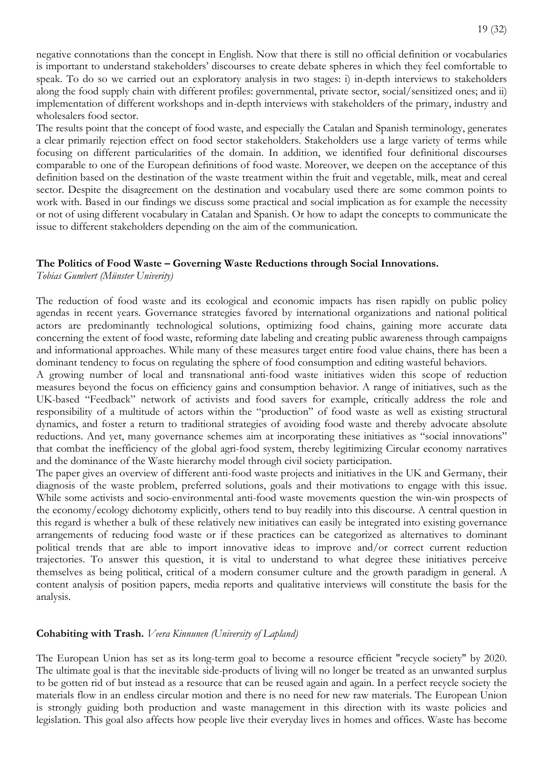negative connotations than the concept in English. Now that there is still no official definition or vocabularies is important to understand stakeholders' discourses to create debate spheres in which they feel comfortable to speak. To do so we carried out an exploratory analysis in two stages: i) in-depth interviews to stakeholders along the food supply chain with different profiles: governmental, private sector, social/sensitized ones; and ii) implementation of different workshops and in-depth interviews with stakeholders of the primary, industry and wholesalers food sector.

The results point that the concept of food waste, and especially the Catalan and Spanish terminology, generates a clear primarily rejection effect on food sector stakeholders. Stakeholders use a large variety of terms while focusing on different particularities of the domain. In addition, we identified four definitional discourses comparable to one of the European definitions of food waste. Moreover, we deepen on the acceptance of this definition based on the destination of the waste treatment within the fruit and vegetable, milk, meat and cereal sector. Despite the disagreement on the destination and vocabulary used there are some common points to work with. Based in our findings we discuss some practical and social implication as for example the necessity or not of using different vocabulary in Catalan and Spanish. Or how to adapt the concepts to communicate the issue to different stakeholders depending on the aim of the communication.

**The Politics of Food Waste – Governing Waste Reductions through Social Innovations.**
*Tobias Gumbert (Münster Univerity)*

The reduction of food waste and its ecological and economic impacts has risen rapidly on public policy agendas in recent years. Governance strategies favored by international organizations and national political actors are predominantly technological solutions, optimizing food chains, gaining more accurate data concerning the extent of food waste, reforming date labeling and creating public awareness through campaigns and informational approaches. While many of these measures target entire food value chains, there has been a dominant tendency to focus on regulating the sphere of food consumption and editing wasteful behaviors.

A growing number of local and transnational anti-food waste initiatives widen this scope of reduction measures beyond the focus on efficiency gains and consumption behavior. A range of initiatives, such as the UK-based "Feedback" network of activists and food savers for example, critically address the role and responsibility of a multitude of actors within the "production" of food waste as well as existing structural dynamics, and foster a return to traditional strategies of avoiding food waste and thereby advocate absolute reductions. And yet, many governance schemes aim at incorporating these initiatives as "social innovations" that combat the inefficiency of the global agri-food system, thereby legitimizing Circular economy narratives and the dominance of the Waste hierarchy model through civil society participation.

The paper gives an overview of different anti-food waste projects and initiatives in the UK and Germany, their diagnosis of the waste problem, preferred solutions, goals and their motivations to engage with this issue. While some activists and socio-environmental anti-food waste movements question the win-win prospects of the economy/ecology dichotomy explicitly, others tend to buy readily into this discourse. A central question in this regard is whether a bulk of these relatively new initiatives can easily be integrated into existing governance arrangements of reducing food waste or if these practices can be categorized as alternatives to dominant political trends that are able to import innovative ideas to improve and/or correct current reduction trajectories. To answer this question, it is vital to understand to what degree these initiatives perceive themselves as being political, critical of a modern consumer culture and the growth paradigm in general. A content analysis of position papers, media reports and qualitative interviews will constitute the basis for the analysis.

**Cohabiting with Trash.** *Veera Kinnunen (University of Lapland)*

The European Union has set as its long-term goal to become a resource efficient "recycle society" by 2020. The ultimate goal is that the inevitable side-products of living will no longer be treated as an unwanted surplus to be gotten rid of but instead as a resource that can be reused again and again. In a perfect recycle society the materials flow in an endless circular motion and there is no need for new raw materials. The European Union is strongly guiding both production and waste management in this direction with its waste policies and legislation. This goal also affects how people live their everyday lives in homes and offices. Waste has become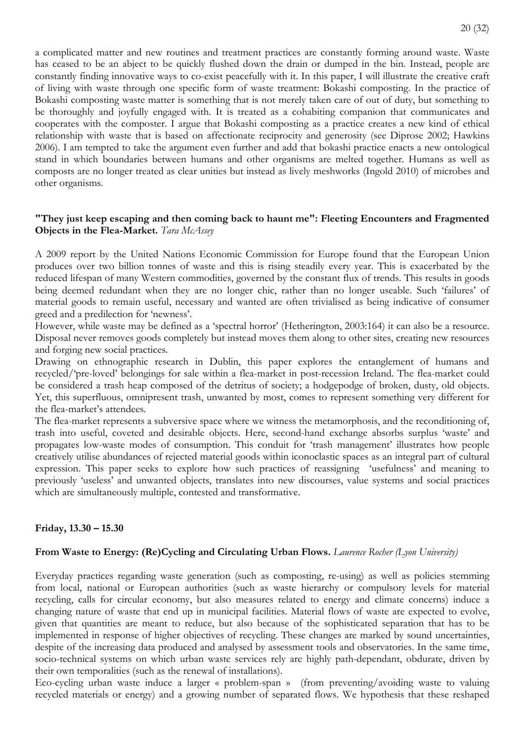a complicated matter and new routines and treatment practices are constantly forming around waste. Waste has ceased to be an abject to be quickly flushed down the drain or dumped in the bin. Instead, people are constantly finding innovative ways to co-exist peacefully with it. In this paper, I will illustrate the creative craft of living with waste through one specific form of waste treatment: Bokashi composting. In the practice of Bokashi composting waste matter is something that is not merely taken care of out of duty, but something to be thoroughly and joyfully engaged with. It is treated as a cohabiting companion that communicates and cooperates with the composter. I argue that Bokashi composting as a practice creates a new kind of ethical relationship with waste that is based on affectionate reciprocity and generosity (see Diprose 2002; Hawkins 2006). I am tempted to take the argument even further and add that bokashi practice enacts a new ontological stand in which boundaries between humans and other organisms are melted together. Humans as well as composts are no longer treated as clear unities but instead as lively meshworks (Ingold 2010) of microbes and other organisms.

**"They just keep escaping and then coming back to haunt me": Fleeting Encounters and Fragmented Objects in the Flea-Market.** *Tara McAssey*

A 2009 report by the United Nations Economic Commission for Europe found that the European Union produces over two billion tonnes of waste and this is rising steadily every year. This is exacerbated by the reduced lifespan of many Western commodities, governed by the constant flux of trends. This results in goods being deemed redundant when they are no longer chic, rather than no longer useable. Such 'failures' of material goods to remain useful, necessary and wanted are often trivialised as being indicative of consumer greed and a predilection for 'newness'.

However, while waste may be defined as a 'spectral horror' (Hetherington, 2003:164) it can also be a resource. Disposal never removes goods completely but instead moves them along to other sites, creating new resources and forging new social practices.

Drawing on ethnographic research in Dublin, this paper explores the entanglement of humans and recycled/'pre-loved' belongings for sale within a flea-market in post-recession Ireland. The flea-market could be considered a trash heap composed of the detritus of society; a hodgepodge of broken, dusty, old objects. Yet, this superfluous, omnipresent trash, unwanted by most, comes to represent something very different for the flea-market's attendees.

The flea-market represents a subversive space where we witness the metamorphosis, and the reconditioning of, trash into useful, coveted and desirable objects. Here, second-hand exchange absorbs surplus 'waste' and propagates low-waste modes of consumption. This conduit for 'trash management' illustrates how people creatively utilise abundances of rejected material goods within iconoclastic spaces as an integral part of cultural expression. This paper seeks to explore how such practices of reassigning 'usefulness' and meaning to previously 'useless' and unwanted objects, translates into new discourses, value systems and social practices which are simultaneously multiple, contested and transformative.

**Friday, 13.30 – 15.30**

**From Waste to Energy: (Re)Cycling and Circulating Urban Flows.** *Laurence Rocher (Lyon University)*

Everyday practices regarding waste generation (such as composting, re-using) as well as policies stemming from local, national or European authorities (such as waste hierarchy or compulsory levels for material recycling, calls for circular economy, but also measures related to energy and climate concerns) induce a changing nature of waste that end up in municipal facilities. Material flows of waste are expected to evolve, given that quantities are meant to reduce, but also because of the sophisticated separation that has to be implemented in response of higher objectives of recycling. These changes are marked by sound uncertainties, despite of the increasing data produced and analysed by assessment tools and observatories. In the same time, socio-technical systems on which urban waste services rely are highly path-dependant, obdurate, driven by their own temporalities (such as the renewal of installations).

Eco-cycling urban waste induce a larger « problem-span » (from preventing/avoiding waste to valuing recycled materials or energy) and a growing number of separated flows. We hypothesis that these reshaped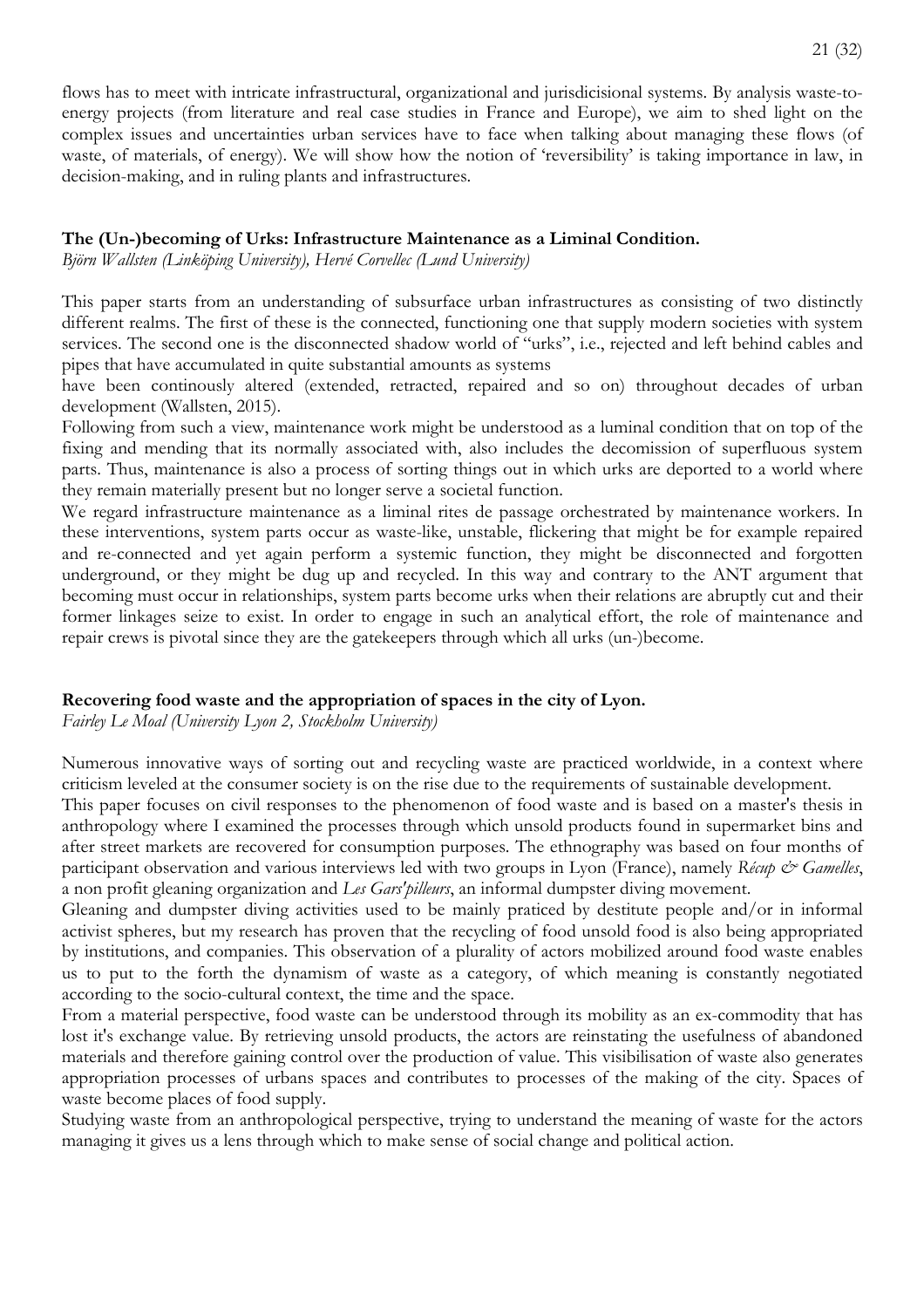flows has to meet with intricate infrastructural, organizational and jurisdicisional systems. By analysis waste-to-energy projects (from literature and real case studies in France and Europe), we aim to shed light on the complex issues and uncertainties urban services have to face when talking about managing these flows (of waste, of materials, of energy). We will show how the notion of 'reversibility' is taking importance in law, in decision-making, and in ruling plants and infrastructures.

### The (Un-)becoming of Urks: Infrastructure Maintenance as a Liminal Condition.

*Björn Wallsten (Linköping University), Hervé Corvellec (Lund University)*

This paper starts from an understanding of subsurface urban infrastructures as consisting of two distinctly different realms. The first of these is the connected, functioning one that supply modern societies with system services. The second one is the disconnected shadow world of "urks", i.e., rejected and left behind cables and pipes that have accumulated in quite substantial amounts as systems have been continously altered (extended, retracted, repaired and so on) throughout decades of urban development (Wallsten, 2015).

Following from such a view, maintenance work might be understood as a luminal condition that on top of the fixing and mending that its normally associated with, also includes the decomission of superfluous system parts. Thus, maintenance is also a process of sorting things out in which urks are deported to a world where they remain materially present but no longer serve a societal function.

We regard infrastructure maintenance as a liminal rites de passage orchestrated by maintenance workers. In these interventions, system parts occur as waste-like, unstable, flickering that might be for example repaired and re-connected and yet again perform a systemic function, they might be disconnected and forgotten underground, or they might be dug up and recycled. In this way and contrary to the ANT argument that becoming must occur in relationships, system parts become urks when their relations are abruptly cut and their former linkages seize to exist. In order to engage in such an analytical effort, the role of maintenance and repair crews is pivotal since they are the gatekeepers through which all urks (un-)become.

### Recovering food waste and the appropriation of spaces in the city of Lyon.

*Fairley Le Moal (University Lyon 2, Stockholm University)*

Numerous innovative ways of sorting out and recycling waste are practiced worldwide, in a context where criticism leveled at the consumer society is on the rise due to the requirements of sustainable development.

This paper focuses on civil responses to the phenomenon of food waste and is based on a master's thesis in anthropology where I examined the processes through which unsold products found in supermarket bins and after street markets are recovered for consumption purposes. The ethnography was based on four months of participant observation and various interviews led with two groups in Lyon (France), namely *Récup & Gamelles*, a non profit gleaning organization and *Les Gars'pilleurs*, an informal dumpster diving movement.

Gleaning and dumpster diving activities used to be mainly praticed by destitute people and/or in informal activist spheres, but my research has proven that the recycling of food unsold food is also being appropriated by institutions, and companies. This observation of a plurality of actors mobilized around food waste enables us to put to the forth the dynamism of waste as a category, of which meaning is constantly negotiated according to the socio-cultural context, the time and the space.

From a material perspective, food waste can be understood through its mobility as an ex-commodity that has lost it's exchange value. By retrieving unsold products, the actors are reinstating the usefulness of abandoned materials and therefore gaining control over the production of value. This visibilisation of waste also generates appropriation processes of urbans spaces and contributes to processes of the making of the city. Spaces of waste become places of food supply.

Studying waste from an anthropological perspective, trying to understand the meaning of waste for the actors managing it gives us a lens through which to make sense of social change and political action.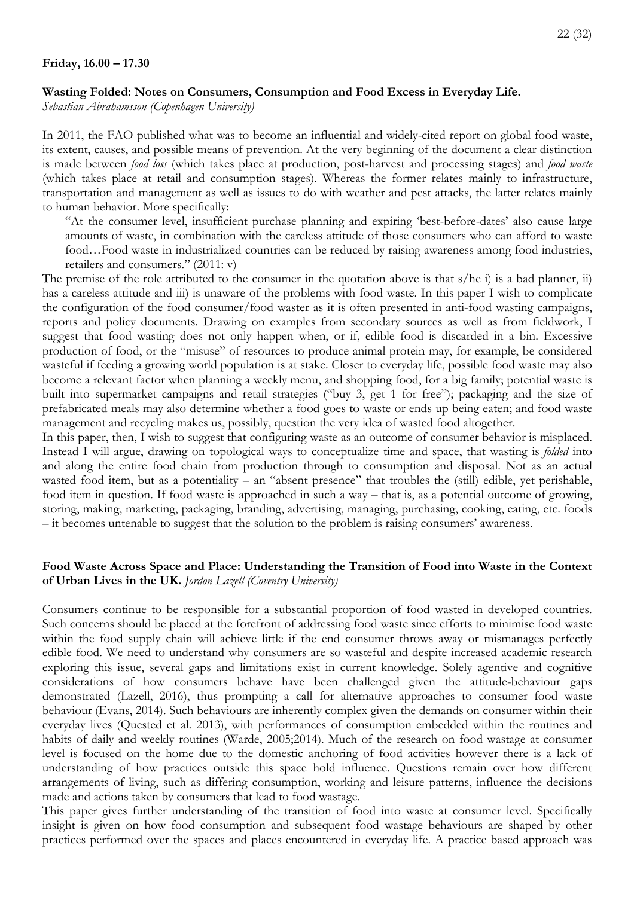**Friday, 16.00 – 17.30**

**Wasting Folded: Notes on Consumers, Consumption and Food Excess in Everyday Life.**
*Sebastian Abrahamsson (Copenhagen University)*

In 2011, the FAO published what was to become an influential and widely-cited report on global food waste, its extent, causes, and possible means of prevention. At the very beginning of the document a clear distinction is made between *food loss* (which takes place at production, post-harvest and processing stages) and *food waste* (which takes place at retail and consumption stages). Whereas the former relates mainly to infrastructure, transportation and management as well as issues to do with weather and pest attacks, the latter relates mainly to human behavior. More specifically:

> "At the consumer level, insufficient purchase planning and expiring 'best-before-dates' also cause large amounts of waste, in combination with the careless attitude of those consumers who can afford to waste food…Food waste in industrialized countries can be reduced by raising awareness among food industries, retailers and consumers." (2011: v)

The premise of the role attributed to the consumer in the quotation above is that s/he i) is a bad planner, ii) has a careless attitude and iii) is unaware of the problems with food waste. In this paper I wish to complicate the configuration of the food consumer/food waster as it is often presented in anti-food wasting campaigns, reports and policy documents. Drawing on examples from secondary sources as well as from fieldwork, I suggest that food wasting does not only happen when, or if, edible food is discarded in a bin. Excessive production of food, or the "misuse" of resources to produce animal protein may, for example, be considered wasteful if feeding a growing world population is at stake. Closer to everyday life, possible food waste may also become a relevant factor when planning a weekly menu, and shopping food, for a big family; potential waste is built into supermarket campaigns and retail strategies ("buy 3, get 1 for free"); packaging and the size of prefabricated meals may also determine whether a food goes to waste or ends up being eaten; and food waste management and recycling makes us, possibly, question the very idea of wasted food altogether.

In this paper, then, I wish to suggest that configuring waste as an outcome of consumer behavior is misplaced. Instead I will argue, drawing on topological ways to conceptualize time and space, that wasting is *folded* into and along the entire food chain from production through to consumption and disposal. Not as an actual wasted food item, but as a potentiality – an "absent presence" that troubles the (still) edible, yet perishable, food item in question. If food waste is approached in such a way – that is, as a potential outcome of growing, storing, making, marketing, packaging, branding, advertising, managing, purchasing, cooking, eating, etc. foods – it becomes untenable to suggest that the solution to the problem is raising consumers' awareness.

**Food Waste Across Space and Place: Understanding the Transition of Food into Waste in the Context of Urban Lives in the UK.** *Jordon Lazell (Coventry University)*

Consumers continue to be responsible for a substantial proportion of food wasted in developed countries. Such concerns should be placed at the forefront of addressing food waste since efforts to minimise food waste within the food supply chain will achieve little if the end consumer throws away or mismanages perfectly edible food. We need to understand why consumers are so wasteful and despite increased academic research exploring this issue, several gaps and limitations exist in current knowledge. Solely agentive and cognitive considerations of how consumers behave have been challenged given the attitude-behaviour gaps demonstrated (Lazell, 2016), thus prompting a call for alternative approaches to consumer food waste behaviour (Evans, 2014). Such behaviours are inherently complex given the demands on consumer within their everyday lives (Quested et al. 2013), with performances of consumption embedded within the routines and habits of daily and weekly routines (Warde, 2005;2014). Much of the research on food wastage at consumer level is focused on the home due to the domestic anchoring of food activities however there is a lack of understanding of how practices outside this space hold influence. Questions remain over how different arrangements of living, such as differing consumption, working and leisure patterns, influence the decisions made and actions taken by consumers that lead to food wastage.

This paper gives further understanding of the transition of food into waste at consumer level. Specifically insight is given on how food consumption and subsequent food wastage behaviours are shaped by other practices performed over the spaces and places encountered in everyday life. A practice based approach was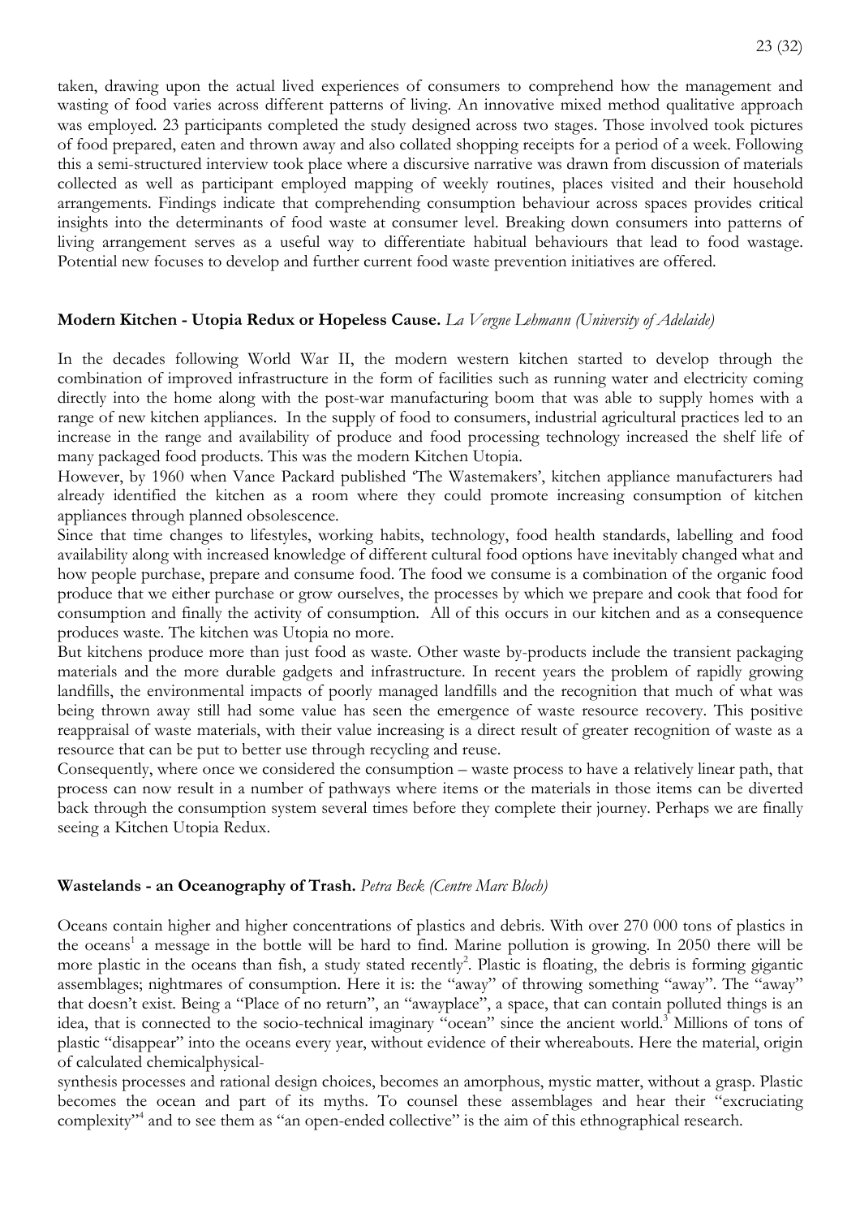taken, drawing upon the actual lived experiences of consumers to comprehend how the management and wasting of food varies across different patterns of living. An innovative mixed method qualitative approach was employed. 23 participants completed the study designed across two stages. Those involved took pictures of food prepared, eaten and thrown away and also collated shopping receipts for a period of a week. Following this a semi-structured interview took place where a discursive narrative was drawn from discussion of materials collected as well as participant employed mapping of weekly routines, places visited and their household arrangements. Findings indicate that comprehending consumption behaviour across spaces provides critical insights into the determinants of food waste at consumer level. Breaking down consumers into patterns of living arrangement serves as a useful way to differentiate habitual behaviours that lead to food wastage. Potential new focuses to develop and further current food waste prevention initiatives are offered.

**Modern Kitchen - Utopia Redux or Hopeless Cause.** *La Vergne Lehmann (University of Adelaide)*

In the decades following World War II, the modern western kitchen started to develop through the combination of improved infrastructure in the form of facilities such as running water and electricity coming directly into the home along with the post-war manufacturing boom that was able to supply homes with a range of new kitchen appliances. In the supply of food to consumers, industrial agricultural practices led to an increase in the range and availability of produce and food processing technology increased the shelf life of many packaged food products. This was the modern Kitchen Utopia.

However, by 1960 when Vance Packard published 'The Wastemakers', kitchen appliance manufacturers had already identified the kitchen as a room where they could promote increasing consumption of kitchen appliances through planned obsolescence.

Since that time changes to lifestyles, working habits, technology, food health standards, labelling and food availability along with increased knowledge of different cultural food options have inevitably changed what and how people purchase, prepare and consume food. The food we consume is a combination of the organic food produce that we either purchase or grow ourselves, the processes by which we prepare and cook that food for consumption and finally the activity of consumption. All of this occurs in our kitchen and as a consequence produces waste. The kitchen was Utopia no more.

But kitchens produce more than just food as waste. Other waste by-products include the transient packaging materials and the more durable gadgets and infrastructure. In recent years the problem of rapidly growing landfills, the environmental impacts of poorly managed landfills and the recognition that much of what was being thrown away still had some value has seen the emergence of waste resource recovery. This positive reappraisal of waste materials, with their value increasing is a direct result of greater recognition of waste as a resource that can be put to better use through recycling and reuse.

Consequently, where once we considered the consumption – waste process to have a relatively linear path, that process can now result in a number of pathways where items or the materials in those items can be diverted back through the consumption system several times before they complete their journey. Perhaps we are finally seeing a Kitchen Utopia Redux.

**Wastelands - an Oceanography of Trash.** *Petra Beck (Centre Marc Bloch)*

Oceans contain higher and higher concentrations of plastics and debris. With over 270 000 tons of plastics in the oceans[1] a message in the bottle will be hard to find. Marine pollution is growing. In 2050 there will be more plastic in the oceans than fish, a study stated recently[2]. Plastic is floating, the debris is forming gigantic assemblages; nightmares of consumption. Here it is: the "away" of throwing something "away". The "away" that doesn't exist. Being a "Place of no return", an "awayplace", a space, that can contain polluted things is an idea, that is connected to the socio-technical imaginary "ocean" since the ancient world.[3] Millions of tons of plastic "disappear" into the oceans every year, without evidence of their whereabouts. Here the material, origin of calculated chemicalphysical-
synthesis processes and rational design choices, becomes an amorphous, mystic matter, without a grasp. Plastic becomes the ocean and part of its myths. To counsel these assemblages and hear their "excruciating complexity"[4] and to see them as "an open-ended collective" is the aim of this ethnographical research.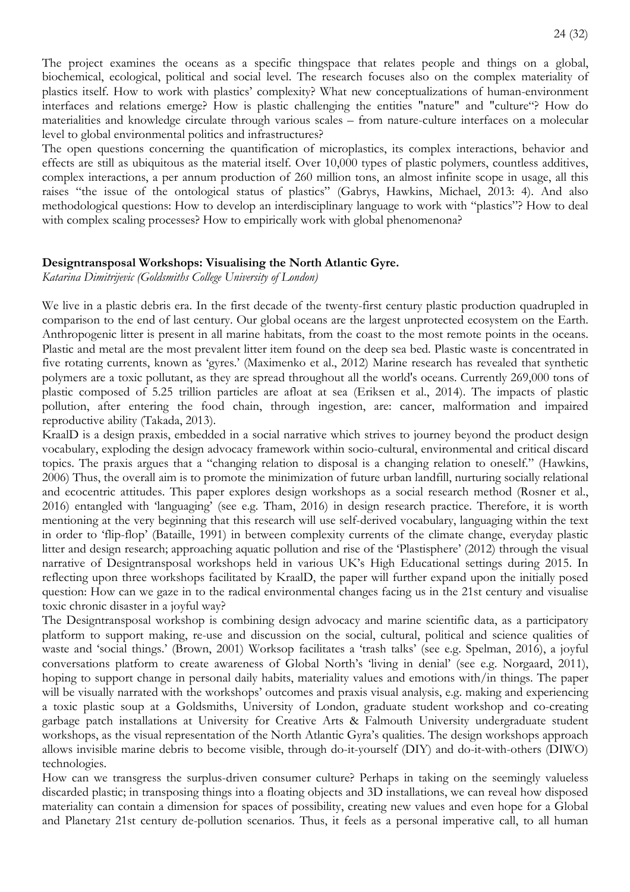The project examines the oceans as a specific thingspace that relates people and things on a global, biochemical, ecological, political and social level. The research focuses also on the complex materiality of plastics itself. How to work with plastics' complexity? What new conceptualizations of human-environment interfaces and relations emerge? How is plastic challenging the entities "nature" and "culture"? How do materialities and knowledge circulate through various scales – from nature-culture interfaces on a molecular level to global environmental politics and infrastructures?

The open questions concerning the quantification of microplastics, its complex interactions, behavior and effects are still as ubiquitous as the material itself. Over 10,000 types of plastic polymers, countless additives, complex interactions, a per annum production of 260 million tons, an almost infinite scope in usage, all this raises "the issue of the ontological status of plastics" (Gabrys, Hawkins, Michael, 2013: 4). And also methodological questions: How to develop an interdisciplinary language to work with "plastics"? How to deal with complex scaling processes? How to empirically work with global phenomenona?

**Designtransposal Workshops: Visualising the North Atlantic Gyre.**
*Katarina Dimitrijevic (Goldsmiths College University of London)*

We live in a plastic debris era. In the first decade of the twenty-first century plastic production quadrupled in comparison to the end of last century. Our global oceans are the largest unprotected ecosystem on the Earth. Anthropogenic litter is present in all marine habitats, from the coast to the most remote points in the oceans. Plastic and metal are the most prevalent litter item found on the deep sea bed. Plastic waste is concentrated in five rotating currents, known as 'gyres.' (Maximenko et al., 2012) Marine research has revealed that synthetic polymers are a toxic pollutant, as they are spread throughout all the world's oceans. Currently 269,000 tons of plastic composed of 5.25 trillion particles are afloat at sea (Eriksen et al., 2014). The impacts of plastic pollution, after entering the food chain, through ingestion, are: cancer, malformation and impaired reproductive ability (Takada, 2013).

KraalD is a design praxis, embedded in a social narrative which strives to journey beyond the product design vocabulary, exploding the design advocacy framework within socio-cultural, environmental and critical discard topics. The praxis argues that a "changing relation to disposal is a changing relation to oneself." (Hawkins, 2006) Thus, the overall aim is to promote the minimization of future urban landfill, nurturing socially relational and ecocentric attitudes. This paper explores design workshops as a social research method (Rosner et al., 2016) entangled with 'languaging' (see e.g. Tham, 2016) in design research practice. Therefore, it is worth mentioning at the very beginning that this research will use self-derived vocabulary, languaging within the text in order to 'flip-flop' (Bataille, 1991) in between complexity currents of the climate change, everyday plastic litter and design research; approaching aquatic pollution and rise of the 'Plastisphere' (2012) through the visual narrative of Designtransposal workshops held in various UK's High Educational settings during 2015. In reflecting upon three workshops facilitated by KraalD, the paper will further expand upon the initially posed question: How can we gaze in to the radical environmental changes facing us in the 21st century and visualise toxic chronic disaster in a joyful way?

The Designtransposal workshop is combining design advocacy and marine scientific data, as a participatory platform to support making, re-use and discussion on the social, cultural, political and science qualities of waste and 'social things.' (Brown, 2001) Worksop facilitates a 'trash talks' (see e.g. Spelman, 2016), a joyful conversations platform to create awareness of Global North's 'living in denial' (see e.g. Norgaard, 2011), hoping to support change in personal daily habits, materiality values and emotions with/in things. The paper will be visually narrated with the workshops' outcomes and praxis visual analysis, e.g. making and experiencing a toxic plastic soup at a Goldsmiths, University of London, graduate student workshop and co-creating garbage patch installations at University for Creative Arts & Falmouth University undergraduate student workshops, as the visual representation of the North Atlantic Gyra's qualities. The design workshops approach allows invisible marine debris to become visible, through do-it-yourself (DIY) and do-it-with-others (DIWO) technologies.

How can we transgress the surplus-driven consumer culture? Perhaps in taking on the seemingly valueless discarded plastic; in transposing things into a floating objects and 3D installations, we can reveal how disposed materiality can contain a dimension for spaces of possibility, creating new values and even hope for a Global and Planetary 21st century de-pollution scenarios. Thus, it feels as a personal imperative call, to all human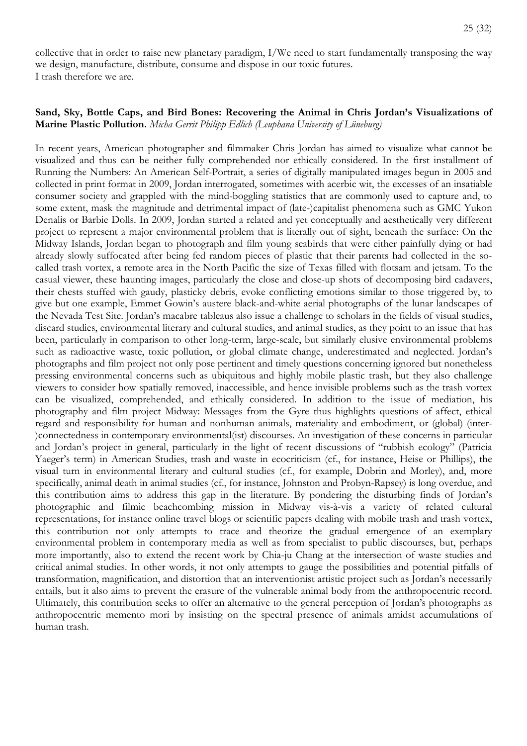collective that in order to raise new planetary paradigm, I/We need to start fundamentally transposing the way we design, manufacture, distribute, consume and dispose in our toxic futures.
I trash therefore we are.

**Sand, Sky, Bottle Caps, and Bird Bones: Recovering the Animal in Chris Jordan's Visualizations of Marine Plastic Pollution.** *Micha Gerrit Philipp Edlich (Leuphana University of Lüneburg)*

In recent years, American photographer and filmmaker Chris Jordan has aimed to visualize what cannot be visualized and thus can be neither fully comprehended nor ethically considered. In the first installment of Running the Numbers: An American Self-Portrait, a series of digitally manipulated images begun in 2005 and collected in print format in 2009, Jordan interrogated, sometimes with acerbic wit, the excesses of an insatiable consumer society and grappled with the mind-boggling statistics that are commonly used to capture and, to some extent, mask the magnitude and detrimental impact of (late-)capitalist phenomena such as GMC Yukon Denalis or Barbie Dolls. In 2009, Jordan started a related and yet conceptually and aesthetically very different project to represent a major environmental problem that is literally out of sight, beneath the surface: On the Midway Islands, Jordan began to photograph and film young seabirds that were either painfully dying or had already slowly suffocated after being fed random pieces of plastic that their parents had collected in the so-called trash vortex, a remote area in the North Pacific the size of Texas filled with flotsam and jetsam. To the casual viewer, these haunting images, particularly the close and close-up shots of decomposing bird cadavers, their chests stuffed with gaudy, plasticky debris, evoke conflicting emotions similar to those triggered by, to give but one example, Emmet Gowin's austere black-and-white aerial photographs of the lunar landscapes of the Nevada Test Site. Jordan's macabre tableaus also issue a challenge to scholars in the fields of visual studies, discard studies, environmental literary and cultural studies, and animal studies, as they point to an issue that has been, particularly in comparison to other long-term, large-scale, but similarly elusive environmental problems such as radioactive waste, toxic pollution, or global climate change, underestimated and neglected. Jordan's photographs and film project not only pose pertinent and timely questions concerning ignored but nonetheless pressing environmental concerns such as ubiquitous and highly mobile plastic trash, but they also challenge viewers to consider how spatially removed, inaccessible, and hence invisible problems such as the trash vortex can be visualized, comprehended, and ethically considered. In addition to the issue of mediation, his photography and film project Midway: Messages from the Gyre thus highlights questions of affect, ethical regard and responsibility for human and nonhuman animals, materiality and embodiment, or (global) (inter-)connectedness in contemporary environmental(ist) discourses. An investigation of these concerns in particular and Jordan's project in general, particularly in the light of recent discussions of "rubbish ecology" (Patricia Yaeger's term) in American Studies, trash and waste in ecocriticism (cf., for instance, Heise or Phillips), the visual turn in environmental literary and cultural studies (cf., for example, Dobrin and Morley), and, more specifically, animal death in animal studies (cf., for instance, Johnston and Probyn-Rapsey) is long overdue, and this contribution aims to address this gap in the literature. By pondering the disturbing finds of Jordan's photographic and filmic beachcombing mission in Midway vis-à-vis a variety of related cultural representations, for instance online travel blogs or scientific papers dealing with mobile trash and trash vortex, this contribution not only attempts to trace and theorize the gradual emergence of an exemplary environmental problem in contemporary media as well as from specialist to public discourses, but, perhaps more importantly, also to extend the recent work by Chia-ju Chang at the intersection of waste studies and critical animal studies. In other words, it not only attempts to gauge the possibilities and potential pitfalls of transformation, magnification, and distortion that an interventionist artistic project such as Jordan's necessarily entails, but it also aims to prevent the erasure of the vulnerable animal body from the anthropocentric record. Ultimately, this contribution seeks to offer an alternative to the general perception of Jordan's photographs as anthropocentric memento mori by insisting on the spectral presence of animals amidst accumulations of human trash.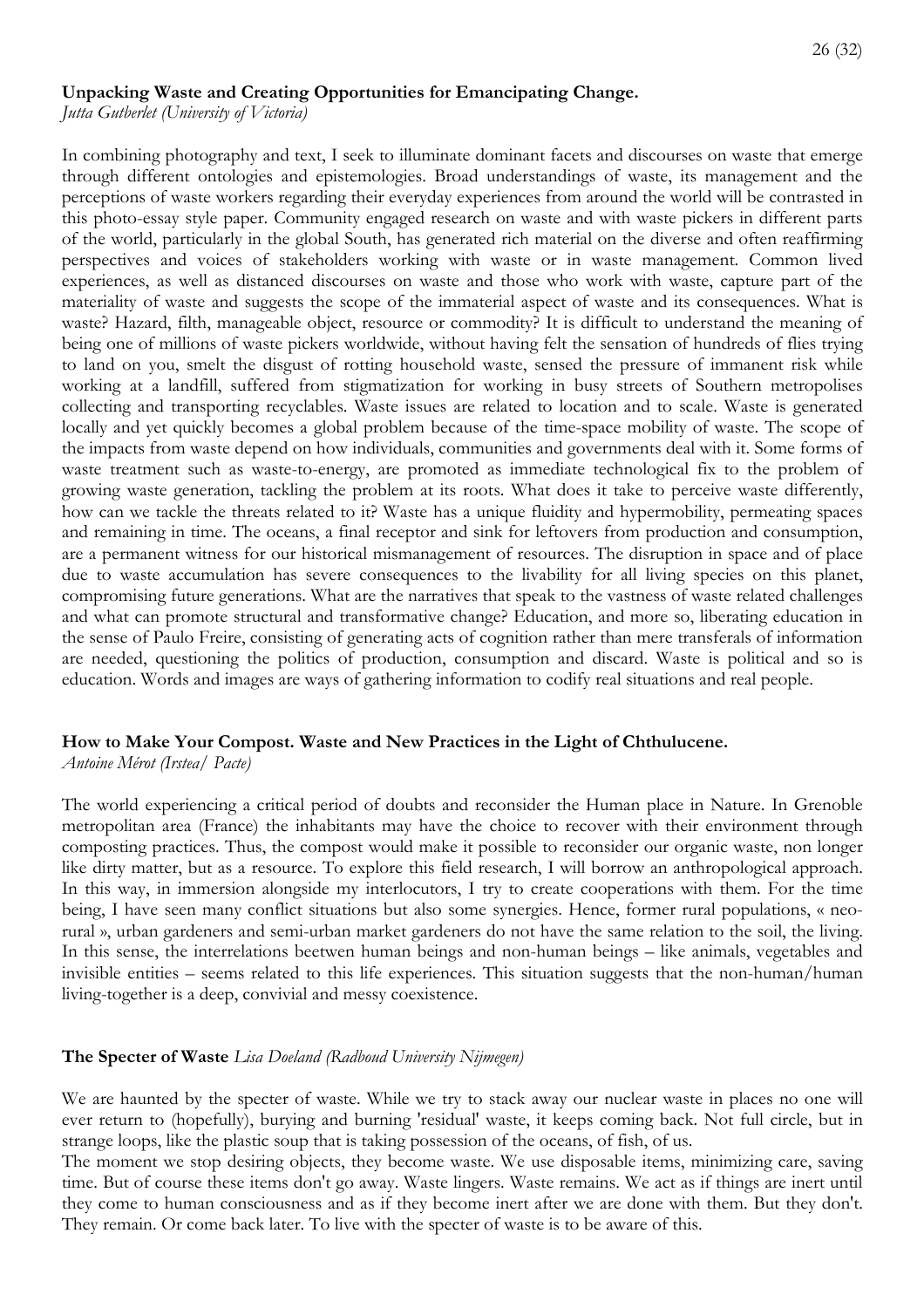**Unpacking Waste and Creating Opportunities for Emancipating Change.**

*Jutta Gutberlet (University of Victoria)*

In combining photography and text, I seek to illuminate dominant facets and discourses on waste that emerge through different ontologies and epistemologies. Broad understandings of waste, its management and the perceptions of waste workers regarding their everyday experiences from around the world will be contrasted in this photo-essay style paper. Community engaged research on waste and with waste pickers in different parts of the world, particularly in the global South, has generated rich material on the diverse and often reaffirming perspectives and voices of stakeholders working with waste or in waste management. Common lived experiences, as well as distanced discourses on waste and those who work with waste, capture part of the materiality of waste and suggests the scope of the immaterial aspect of waste and its consequences. What is waste? Hazard, filth, manageable object, resource or commodity? It is difficult to understand the meaning of being one of millions of waste pickers worldwide, without having felt the sensation of hundreds of flies trying to land on you, smelt the disgust of rotting household waste, sensed the pressure of immanent risk while working at a landfill, suffered from stigmatization for working in busy streets of Southern metropolises collecting and transporting recyclables. Waste issues are related to location and to scale. Waste is generated locally and yet quickly becomes a global problem because of the time-space mobility of waste. The scope of the impacts from waste depend on how individuals, communities and governments deal with it. Some forms of waste treatment such as waste-to-energy, are promoted as immediate technological fix to the problem of growing waste generation, tackling the problem at its roots. What does it take to perceive waste differently, how can we tackle the threats related to it? Waste has a unique fluidity and hypermobility, permeating spaces and remaining in time. The oceans, a final receptor and sink for leftovers from production and consumption, are a permanent witness for our historical mismanagement of resources. The disruption in space and of place due to waste accumulation has severe consequences to the livability for all living species on this planet, compromising future generations. What are the narratives that speak to the vastness of waste related challenges and what can promote structural and transformative change? Education, and more so, liberating education in the sense of Paulo Freire, consisting of generating acts of cognition rather than mere transferals of information are needed, questioning the politics of production, consumption and discard. Waste is political and so is education. Words and images are ways of gathering information to codify real situations and real people.

**How to Make Your Compost. Waste and New Practices in the Light of Chthulucene.**

*Antoine Mérot (Irstea/ Pacte)*

The world experiencing a critical period of doubts and reconsider the Human place in Nature. In Grenoble metropolitan area (France) the inhabitants may have the choice to recover with their environment through composting practices. Thus, the compost would make it possible to reconsider our organic waste, non longer like dirty matter, but as a resource. To explore this field research, I will borrow an anthropological approach. In this way, in immersion alongside my interlocutors, I try to create cooperations with them. For the time being, I have seen many conflict situations but also some synergies. Hence, former rural populations, « neo-rural », urban gardeners and semi-urban market gardeners do not have the same relation to the soil, the living. In this sense, the interrelations beetwen human beings and non-human beings – like animals, vegetables and invisible entities – seems related to this life experiences. This situation suggests that the non-human/human living-together is a deep, convivial and messy coexistence.

**The Specter of Waste** *Lisa Doeland (Radboud University Nijmegen)*

We are haunted by the specter of waste. While we try to stack away our nuclear waste in places no one will ever return to (hopefully), burying and burning 'residual' waste, it keeps coming back. Not full circle, but in strange loops, like the plastic soup that is taking possession of the oceans, of fish, of us.

The moment we stop desiring objects, they become waste. We use disposable items, minimizing care, saving time. But of course these items don't go away. Waste lingers. Waste remains. We act as if things are inert until they come to human consciousness and as if they become inert after we are done with them. But they don't. They remain. Or come back later. To live with the specter of waste is to be aware of this.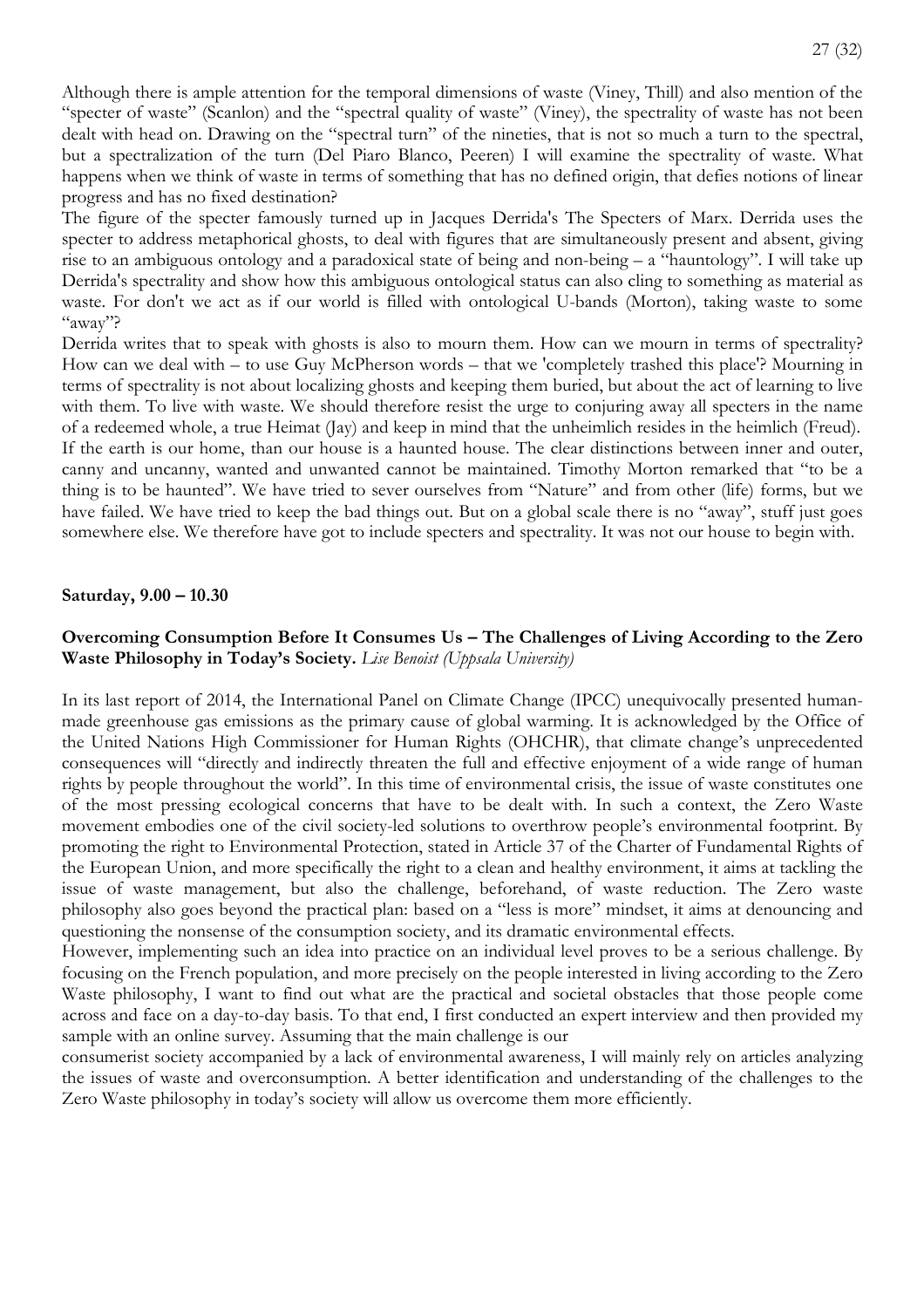Although there is ample attention for the temporal dimensions of waste (Viney, Thill) and also mention of the "specter of waste" (Scanlon) and the "spectral quality of waste" (Viney), the spectrality of waste has not been dealt with head on. Drawing on the "spectral turn" of the nineties, that is not so much a turn to the spectral, but a spectralization of the turn (Del Piaro Blanco, Peeren) I will examine the spectrality of waste. What happens when we think of waste in terms of something that has no defined origin, that defies notions of linear progress and has no fixed destination?

The figure of the specter famously turned up in Jacques Derrida's The Specters of Marx. Derrida uses the specter to address metaphorical ghosts, to deal with figures that are simultaneously present and absent, giving rise to an ambiguous ontology and a paradoxical state of being and non-being – a "hauntology". I will take up Derrida's spectrality and show how this ambiguous ontological status can also cling to something as material as waste. For don't we act as if our world is filled with ontological U-bands (Morton), taking waste to some "away"?

Derrida writes that to speak with ghosts is also to mourn them. How can we mourn in terms of spectrality? How can we deal with – to use Guy McPherson words – that we 'completely trashed this place'? Mourning in terms of spectrality is not about localizing ghosts and keeping them buried, but about the act of learning to live with them. To live with waste. We should therefore resist the urge to conjuring away all specters in the name of a redeemed whole, a true Heimat (Jay) and keep in mind that the unheimlich resides in the heimlich (Freud). If the earth is our home, than our house is a haunted house. The clear distinctions between inner and outer, canny and uncanny, wanted and unwanted cannot be maintained. Timothy Morton remarked that "to be a thing is to be haunted". We have tried to sever ourselves from "Nature" and from other (life) forms, but we have failed. We have tried to keep the bad things out. But on a global scale there is no "away", stuff just goes somewhere else. We therefore have got to include specters and spectrality. It was not our house to begin with.

**Saturday, 9.00 – 10.30**

**Overcoming Consumption Before It Consumes Us – The Challenges of Living According to the Zero Waste Philosophy in Today's Society.** *Lise Benoist (Uppsala University)*

In its last report of 2014, the International Panel on Climate Change (IPCC) unequivocally presented human-made greenhouse gas emissions as the primary cause of global warming. It is acknowledged by the Office of the United Nations High Commissioner for Human Rights (OHCHR), that climate change's unprecedented consequences will "directly and indirectly threaten the full and effective enjoyment of a wide range of human rights by people throughout the world". In this time of environmental crisis, the issue of waste constitutes one of the most pressing ecological concerns that have to be dealt with. In such a context, the Zero Waste movement embodies one of the civil society-led solutions to overthrow people's environmental footprint. By promoting the right to Environmental Protection, stated in Article 37 of the Charter of Fundamental Rights of the European Union, and more specifically the right to a clean and healthy environment, it aims at tackling the issue of waste management, but also the challenge, beforehand, of waste reduction. The Zero waste philosophy also goes beyond the practical plan: based on a "less is more" mindset, it aims at denouncing and questioning the nonsense of the consumption society, and its dramatic environmental effects.

However, implementing such an idea into practice on an individual level proves to be a serious challenge. By focusing on the French population, and more precisely on the people interested in living according to the Zero Waste philosophy, I want to find out what are the practical and societal obstacles that those people come across and face on a day-to-day basis. To that end, I first conducted an expert interview and then provided my sample with an online survey. Assuming that the main challenge is our consumerist society accompanied by a lack of environmental awareness, I will mainly rely on articles analyzing the issues of waste and overconsumption. A better identification and understanding of the challenges to the Zero Waste philosophy in today's society will allow us overcome them more efficiently.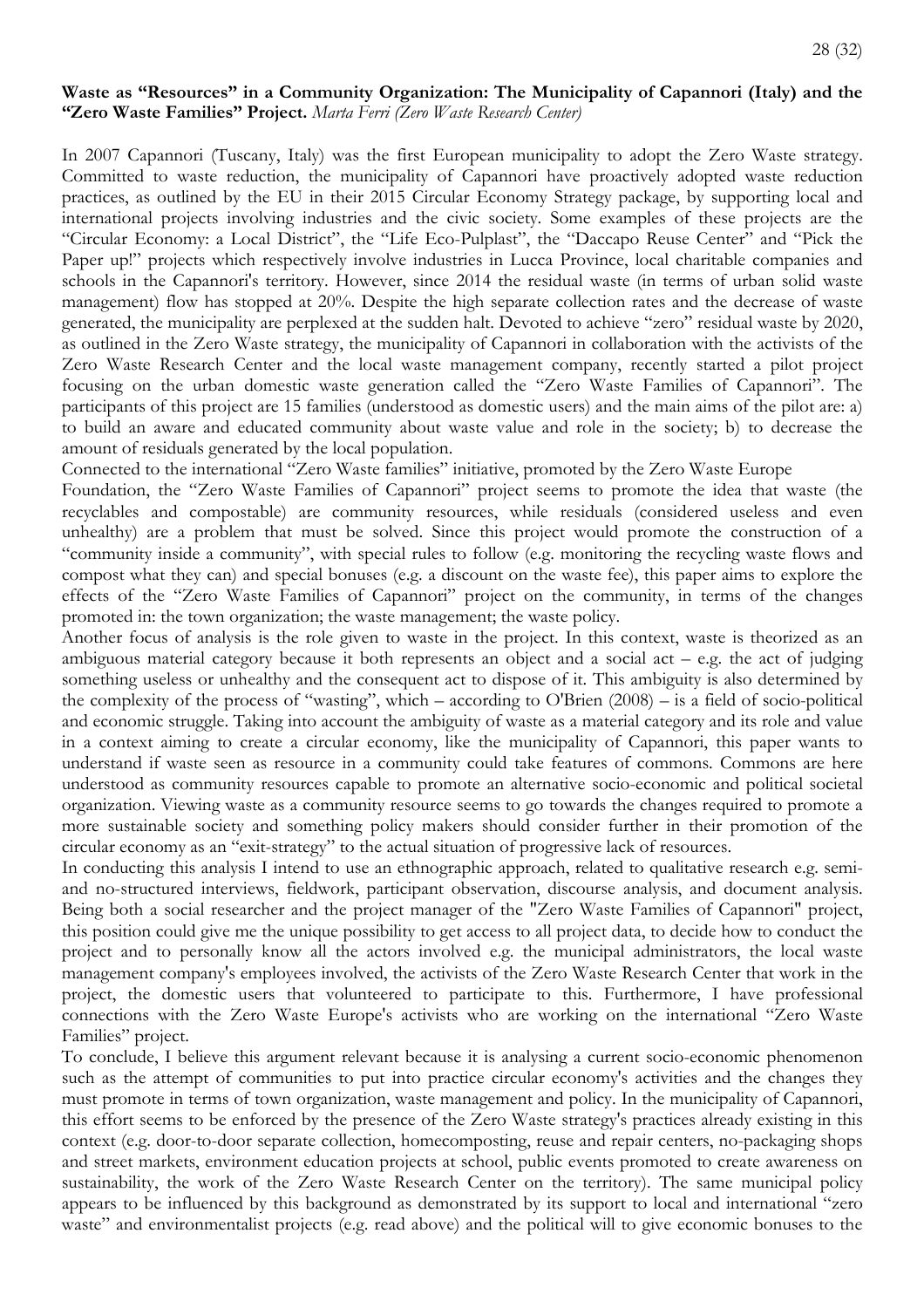**Waste as "Resources" in a Community Organization: The Municipality of Capannori (Italy) and the "Zero Waste Families" Project.** *Marta Ferri (Zero Waste Research Center)*

In 2007 Capannori (Tuscany, Italy) was the first European municipality to adopt the Zero Waste strategy. Committed to waste reduction, the municipality of Capannori have proactively adopted waste reduction practices, as outlined by the EU in their 2015 Circular Economy Strategy package, by supporting local and international projects involving industries and the civic society. Some examples of these projects are the "Circular Economy: a Local District", the "Life Eco-Pulplast", the "Daccapo Reuse Center" and "Pick the Paper up!" projects which respectively involve industries in Lucca Province, local charitable companies and schools in the Capannori's territory. However, since 2014 the residual waste (in terms of urban solid waste management) flow has stopped at 20%. Despite the high separate collection rates and the decrease of waste generated, the municipality are perplexed at the sudden halt. Devoted to achieve "zero" residual waste by 2020, as outlined in the Zero Waste strategy, the municipality of Capannori in collaboration with the activists of the Zero Waste Research Center and the local waste management company, recently started a pilot project focusing on the urban domestic waste generation called the "Zero Waste Families of Capannori". The participants of this project are 15 families (understood as domestic users) and the main aims of the pilot are: a) to build an aware and educated community about waste value and role in the society; b) to decrease the amount of residuals generated by the local population.

Connected to the international "Zero Waste families" initiative, promoted by the Zero Waste Europe Foundation, the "Zero Waste Families of Capannori" project seems to promote the idea that waste (the recyclables and compostable) are community resources, while residuals (considered useless and even unhealthy) are a problem that must be solved. Since this project would promote the construction of a "community inside a community", with special rules to follow (e.g. monitoring the recycling waste flows and compost what they can) and special bonuses (e.g. a discount on the waste fee), this paper aims to explore the effects of the "Zero Waste Families of Capannori" project on the community, in terms of the changes promoted in: the town organization; the waste management; the waste policy.

Another focus of analysis is the role given to waste in the project. In this context, waste is theorized as an ambiguous material category because it both represents an object and a social act – e.g. the act of judging something useless or unhealthy and the consequent act to dispose of it. This ambiguity is also determined by the complexity of the process of "wasting", which – according to O'Brien (2008) – is a field of socio-political and economic struggle. Taking into account the ambiguity of waste as a material category and its role and value in a context aiming to create a circular economy, like the municipality of Capannori, this paper wants to understand if waste seen as resource in a community could take features of commons. Commons are here understood as community resources capable to promote an alternative socio-economic and political societal organization. Viewing waste as a community resource seems to go towards the changes required to promote a more sustainable society and something policy makers should consider further in their promotion of the circular economy as an "exit-strategy" to the actual situation of progressive lack of resources.

In conducting this analysis I intend to use an ethnographic approach, related to qualitative research e.g. semi- and no-structured interviews, fieldwork, participant observation, discourse analysis, and document analysis. Being both a social researcher and the project manager of the "Zero Waste Families of Capannori" project, this position could give me the unique possibility to get access to all project data, to decide how to conduct the project and to personally know all the actors involved e.g. the municipal administrators, the local waste management company's employees involved, the activists of the Zero Waste Research Center that work in the project, the domestic users that volunteered to participate to this. Furthermore, I have professional connections with the Zero Waste Europe's activists who are working on the international "Zero Waste Families" project.

To conclude, I believe this argument relevant because it is analysing a current socio-economic phenomenon such as the attempt of communities to put into practice circular economy's activities and the changes they must promote in terms of town organization, waste management and policy. In the municipality of Capannori, this effort seems to be enforced by the presence of the Zero Waste strategy's practices already existing in this context (e.g. door-to-door separate collection, homecomposting, reuse and repair centers, no-packaging shops and street markets, environment education projects at school, public events promoted to create awareness on sustainability, the work of the Zero Waste Research Center on the territory). The same municipal policy appears to be influenced by this background as demonstrated by its support to local and international "zero waste" and environmentalist projects (e.g. read above) and the political will to give economic bonuses to the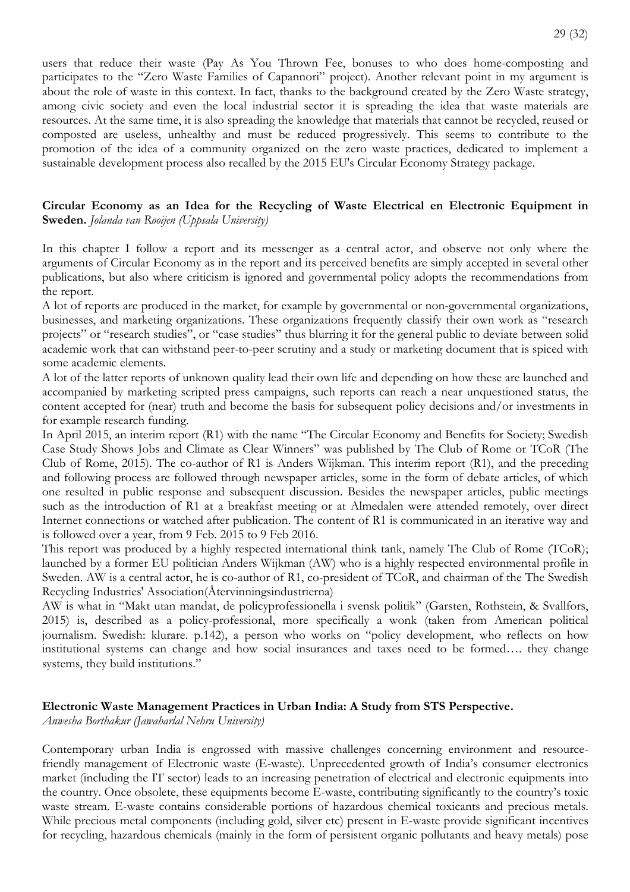users that reduce their waste (Pay As You Thrown Fee, bonuses to who does home-composting and participates to the "Zero Waste Families of Capannori" project). Another relevant point in my argument is about the role of waste in this context. In fact, thanks to the background created by the Zero Waste strategy, among civic society and even the local industrial sector it is spreading the idea that waste materials are resources. At the same time, it is also spreading the knowledge that materials that cannot be recycled, reused or composted are useless, unhealthy and must be reduced progressively. This seems to contribute to the promotion of the idea of a community organized on the zero waste practices, dedicated to implement a sustainable development process also recalled by the 2015 EU's Circular Economy Strategy package.

**Circular Economy as an Idea for the Recycling of Waste Electrical en Electronic Equipment in Sweden.** *Jolanda van Rooijen (Uppsala University)*

In this chapter I follow a report and its messenger as a central actor, and observe not only where the arguments of Circular Economy as in the report and its perceived benefits are simply accepted in several other publications, but also where criticism is ignored and governmental policy adopts the recommendations from the report.

A lot of reports are produced in the market, for example by governmental or non-governmental organizations, businesses, and marketing organizations. These organizations frequently classify their own work as "research projects" or "research studies", or "case studies" thus blurring it for the general public to deviate between solid academic work that can withstand peer-to-peer scrutiny and a study or marketing document that is spiced with some academic elements.

A lot of the latter reports of unknown quality lead their own life and depending on how these are launched and accompanied by marketing scripted press campaigns, such reports can reach a near unquestioned status, the content accepted for (near) truth and become the basis for subsequent policy decisions and/or investments in for example research funding.

In April 2015, an interim report (R1) with the name "The Circular Economy and Benefits for Society; Swedish Case Study Shows Jobs and Climate as Clear Winners" was published by The Club of Rome or TCoR (The Club of Rome, 2015). The co-author of R1 is Anders Wijkman. This interim report (R1), and the preceding and following process are followed through newspaper articles, some in the form of debate articles, of which one resulted in public response and subsequent discussion. Besides the newspaper articles, public meetings such as the introduction of R1 at a breakfast meeting or at Almedalen were attended remotely, over direct Internet connections or watched after publication. The content of R1 is communicated in an iterative way and is followed over a year, from 9 Feb. 2015 to 9 Feb 2016.

This report was produced by a highly respected international think tank, namely The Club of Rome (TCoR); launched by a former EU politician Anders Wijkman (AW) who is a highly respected environmental profile in Sweden. AW is a central actor, he is co-author of R1, co-president of TCoR, and chairman of the The Swedish Recycling Industries' Association(Återvinningsindustrierna)

AW is what in "Makt utan mandat, de policyprofessionella i svensk politik" (Garsten, Rothstein, & Svallfors, 2015) is, described as a policy-professional, more specifically a wonk (taken from American political journalism. Swedish: klurare. p.142), a person who works on "policy development, who reflects on how institutional systems can change and how social insurances and taxes need to be formed…. they change systems, they build institutions."

**Electronic Waste Management Practices in Urban India: A Study from STS Perspective.**
*Anwesha Borthakur (Jawaharlal Nehru University)*

Contemporary urban India is engrossed with massive challenges concerning environment and resource-friendly management of Electronic waste (E-waste). Unprecedented growth of India's consumer electronics market (including the IT sector) leads to an increasing penetration of electrical and electronic equipments into the country. Once obsolete, these equipments become E-waste, contributing significantly to the country's toxic waste stream. E-waste contains considerable portions of hazardous chemical toxicants and precious metals. While precious metal components (including gold, silver etc) present in E-waste provide significant incentives for recycling, hazardous chemicals (mainly in the form of persistent organic pollutants and heavy metals) pose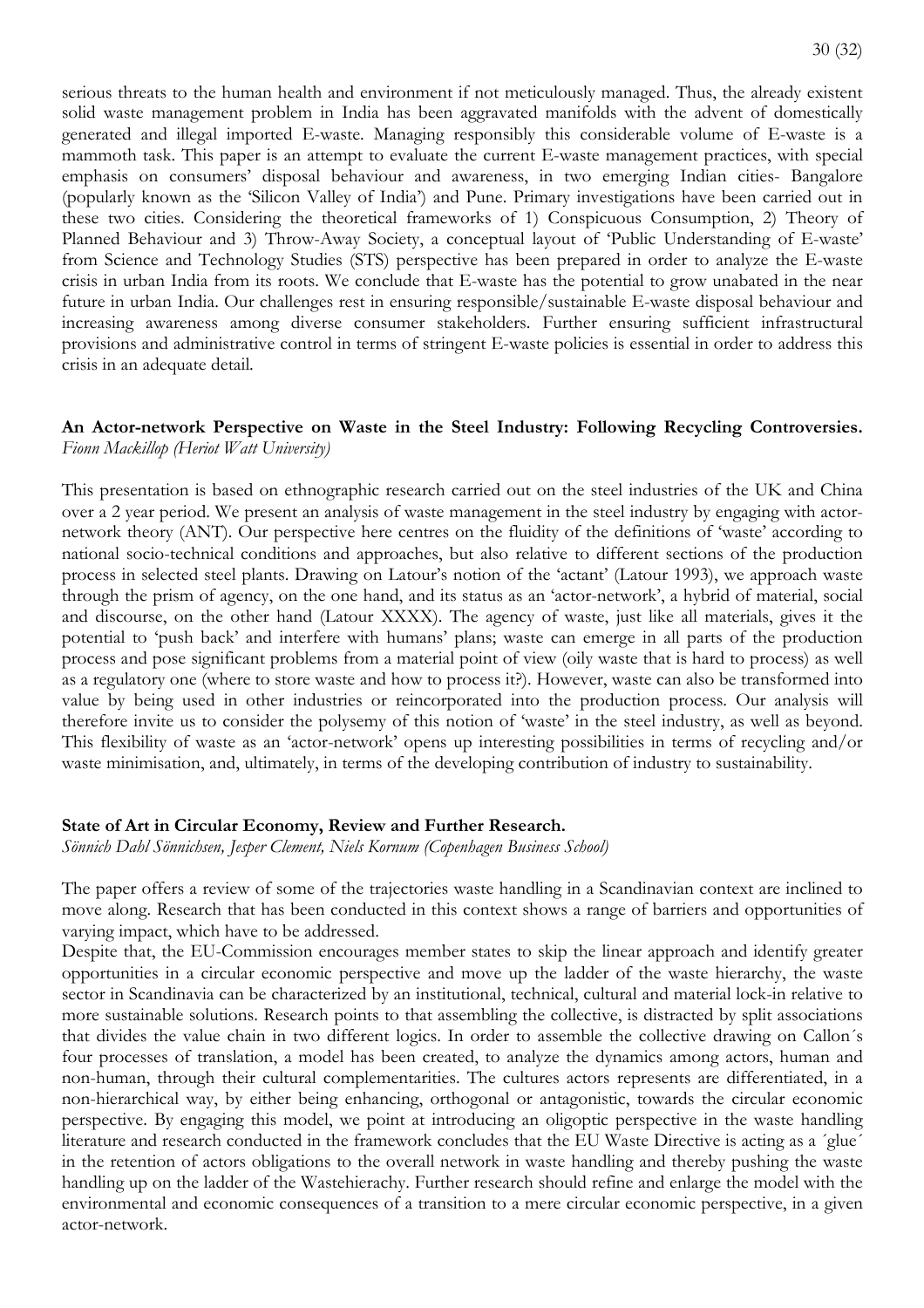serious threats to the human health and environment if not meticulously managed. Thus, the already existent solid waste management problem in India has been aggravated manifolds with the advent of domestically generated and illegal imported E-waste. Managing responsibly this considerable volume of E-waste is a mammoth task. This paper is an attempt to evaluate the current E-waste management practices, with special emphasis on consumers' disposal behaviour and awareness, in two emerging Indian cities- Bangalore (popularly known as the 'Silicon Valley of India') and Pune. Primary investigations have been carried out in these two cities. Considering the theoretical frameworks of 1) Conspicuous Consumption, 2) Theory of Planned Behaviour and 3) Throw-Away Society, a conceptual layout of 'Public Understanding of E-waste' from Science and Technology Studies (STS) perspective has been prepared in order to analyze the E-waste crisis in urban India from its roots. We conclude that E-waste has the potential to grow unabated in the near future in urban India. Our challenges rest in ensuring responsible/sustainable E-waste disposal behaviour and increasing awareness among diverse consumer stakeholders. Further ensuring sufficient infrastructural provisions and administrative control in terms of stringent E-waste policies is essential in order to address this crisis in an adequate detail.

**An Actor-network Perspective on Waste in the Steel Industry: Following Recycling Controversies.**
*Fionn Mackillop (Heriot Watt University)*

This presentation is based on ethnographic research carried out on the steel industries of the UK and China over a 2 year period. We present an analysis of waste management in the steel industry by engaging with actor-network theory (ANT). Our perspective here centres on the fluidity of the definitions of 'waste' according to national socio-technical conditions and approaches, but also relative to different sections of the production process in selected steel plants. Drawing on Latour's notion of the 'actant' (Latour 1993), we approach waste through the prism of agency, on the one hand, and its status as an 'actor-network', a hybrid of material, social and discourse, on the other hand (Latour XXXX). The agency of waste, just like all materials, gives it the potential to 'push back' and interfere with humans' plans; waste can emerge in all parts of the production process and pose significant problems from a material point of view (oily waste that is hard to process) as well as a regulatory one (where to store waste and how to process it?). However, waste can also be transformed into value by being used in other industries or reincorporated into the production process. Our analysis will therefore invite us to consider the polysemy of this notion of 'waste' in the steel industry, as well as beyond. This flexibility of waste as an 'actor-network' opens up interesting possibilities in terms of recycling and/or waste minimisation, and, ultimately, in terms of the developing contribution of industry to sustainability.

**State of Art in Circular Economy, Review and Further Research.**
*Sönnich Dahl Sönnichsen, Jesper Clement, Niels Kornum (Copenhagen Business School)*

The paper offers a review of some of the trajectories waste handling in a Scandinavian context are inclined to move along. Research that has been conducted in this context shows a range of barriers and opportunities of varying impact, which have to be addressed.
Despite that, the EU-Commission encourages member states to skip the linear approach and identify greater opportunities in a circular economic perspective and move up the ladder of the waste hierarchy, the waste sector in Scandinavia can be characterized by an institutional, technical, cultural and material lock-in relative to more sustainable solutions. Research points to that assembling the collective, is distracted by split associations that divides the value chain in two different logics. In order to assemble the collective drawing on Callon´s four processes of translation, a model has been created, to analyze the dynamics among actors, human and non-human, through their cultural complementarities. The cultures actors represents are differentiated, in a non-hierarchical way, by either being enhancing, orthogonal or antagonistic, towards the circular economic perspective. By engaging this model, we point at introducing an oligoptic perspective in the waste handling literature and research conducted in the framework concludes that the EU Waste Directive is acting as a ´glue´ in the retention of actors obligations to the overall network in waste handling and thereby pushing the waste handling up on the ladder of the Wastehierachy. Further research should refine and enlarge the model with the environmental and economic consequences of a transition to a mere circular economic perspective, in a given actor-network.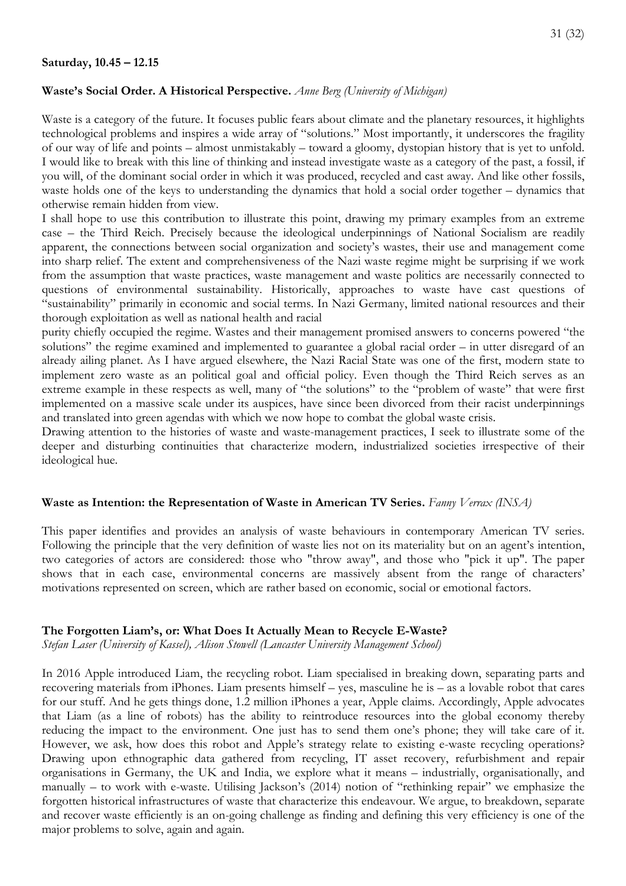**Saturday, 10.45 – 12.15**

**Waste's Social Order. A Historical Perspective.** *Anne Berg (University of Michigan)*

Waste is a category of the future. It focuses public fears about climate and the planetary resources, it highlights technological problems and inspires a wide array of "solutions." Most importantly, it underscores the fragility of our way of life and points – almost unmistakably – toward a gloomy, dystopian history that is yet to unfold. I would like to break with this line of thinking and instead investigate waste as a category of the past, a fossil, if you will, of the dominant social order in which it was produced, recycled and cast away. And like other fossils, waste holds one of the keys to understanding the dynamics that hold a social order together – dynamics that otherwise remain hidden from view.

I shall hope to use this contribution to illustrate this point, drawing my primary examples from an extreme case – the Third Reich. Precisely because the ideological underpinnings of National Socialism are readily apparent, the connections between social organization and society's wastes, their use and management come into sharp relief. The extent and comprehensiveness of the Nazi waste regime might be surprising if we work from the assumption that waste practices, waste management and waste politics are necessarily connected to questions of environmental sustainability. Historically, approaches to waste have cast questions of "sustainability" primarily in economic and social terms. In Nazi Germany, limited national resources and their thorough exploitation as well as national health and racial

purity chiefly occupied the regime. Wastes and their management promised answers to concerns powered "the solutions" the regime examined and implemented to guarantee a global racial order – in utter disregard of an already ailing planet. As I have argued elsewhere, the Nazi Racial State was one of the first, modern state to implement zero waste as an political goal and official policy. Even though the Third Reich serves as an extreme example in these respects as well, many of "the solutions" to the "problem of waste" that were first implemented on a massive scale under its auspices, have since been divorced from their racist underpinnings and translated into green agendas with which we now hope to combat the global waste crisis.

Drawing attention to the histories of waste and waste-management practices, I seek to illustrate some of the deeper and disturbing continuities that characterize modern, industrialized societies irrespective of their ideological hue.

**Waste as Intention: the Representation of Waste in American TV Series.** *Fanny Verrax (INSA)*

This paper identifies and provides an analysis of waste behaviours in contemporary American TV series. Following the principle that the very definition of waste lies not on its materiality but on an agent's intention, two categories of actors are considered: those who "throw away", and those who "pick it up". The paper shows that in each case, environmental concerns are massively absent from the range of characters' motivations represented on screen, which are rather based on economic, social or emotional factors.

**The Forgotten Liam's, or: What Does It Actually Mean to Recycle E-Waste?**
*Stefan Laser (University of Kassel), Alison Stowell (Lancaster University Management School)*

In 2016 Apple introduced Liam, the recycling robot. Liam specialised in breaking down, separating parts and recovering materials from iPhones. Liam presents himself – yes, masculine he is – as a lovable robot that cares for our stuff. And he gets things done, 1.2 million iPhones a year, Apple claims. Accordingly, Apple advocates that Liam (as a line of robots) has the ability to reintroduce resources into the global economy thereby reducing the impact to the environment. One just has to send them one's phone; they will take care of it. However, we ask, how does this robot and Apple's strategy relate to existing e-waste recycling operations? Drawing upon ethnographic data gathered from recycling, IT asset recovery, refurbishment and repair organisations in Germany, the UK and India, we explore what it means – industrially, organisationally, and manually – to work with e-waste. Utilising Jackson's (2014) notion of "rethinking repair" we emphasize the forgotten historical infrastructures of waste that characterize this endeavour. We argue, to breakdown, separate and recover waste efficiently is an on-going challenge as finding and defining this very efficiency is one of the major problems to solve, again and again.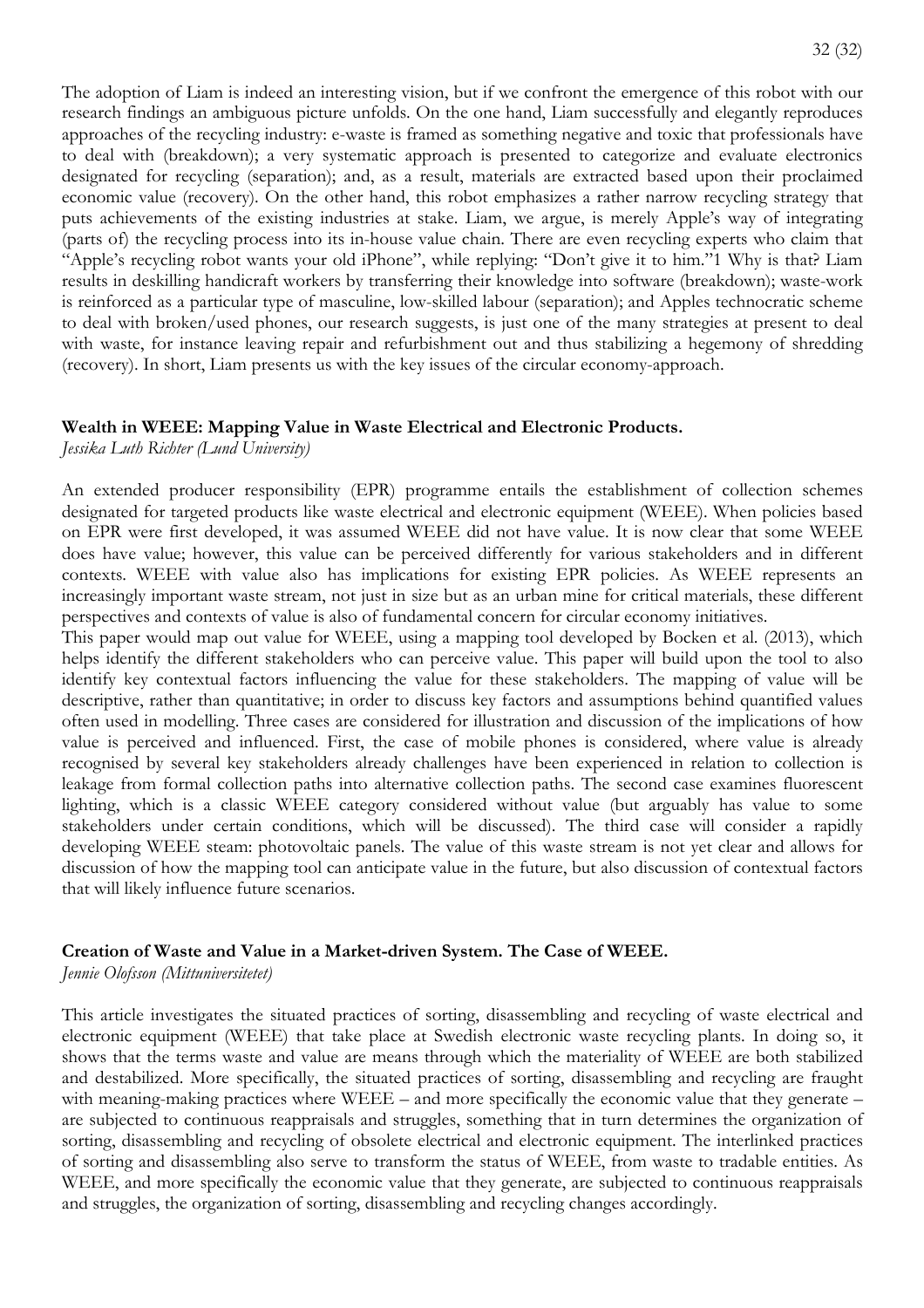The adoption of Liam is indeed an interesting vision, but if we confront the emergence of this robot with our research findings an ambiguous picture unfolds. On the one hand, Liam successfully and elegantly reproduces approaches of the recycling industry: e-waste is framed as something negative and toxic that professionals have to deal with (breakdown); a very systematic approach is presented to categorize and evaluate electronics designated for recycling (separation); and, as a result, materials are extracted based upon their proclaimed economic value (recovery). On the other hand, this robot emphasizes a rather narrow recycling strategy that puts achievements of the existing industries at stake. Liam, we argue, is merely Apple's way of integrating (parts of) the recycling process into its in-house value chain. There are even recycling experts who claim that "Apple's recycling robot wants your old iPhone", while replying: "Don't give it to him."[1] Why is that? Liam results in deskilling handicraft workers by transferring their knowledge into software (breakdown); waste-work is reinforced as a particular type of masculine, low-skilled labour (separation); and Apples technocratic scheme to deal with broken/used phones, our research suggests, is just one of the many strategies at present to deal with waste, for instance leaving repair and refurbishment out and thus stabilizing a hegemony of shredding (recovery). In short, Liam presents us with the key issues of the circular economy-approach.

### Wealth in WEEE: Mapping Value in Waste Electrical and Electronic Products.

*Jessika Luth Richter (Lund University)*

An extended producer responsibility (EPR) programme entails the establishment of collection schemes designated for targeted products like waste electrical and electronic equipment (WEEE). When policies based on EPR were first developed, it was assumed WEEE did not have value. It is now clear that some WEEE does have value; however, this value can be perceived differently for various stakeholders and in different contexts. WEEE with value also has implications for existing EPR policies. As WEEE represents an increasingly important waste stream, not just in size but as an urban mine for critical materials, these different perspectives and contexts of value is also of fundamental concern for circular economy initiatives.

This paper would map out value for WEEE, using a mapping tool developed by Bocken et al. (2013), which helps identify the different stakeholders who can perceive value. This paper will build upon the tool to also identify key contextual factors influencing the value for these stakeholders. The mapping of value will be descriptive, rather than quantitative; in order to discuss key factors and assumptions behind quantified values often used in modelling. Three cases are considered for illustration and discussion of the implications of how value is perceived and influenced. First, the case of mobile phones is considered, where value is already recognised by several key stakeholders already challenges have been experienced in relation to collection is leakage from formal collection paths into alternative collection paths. The second case examines fluorescent lighting, which is a classic WEEE category considered without value (but arguably has value to some stakeholders under certain conditions, which will be discussed). The third case will consider a rapidly developing WEEE steam: photovoltaic panels. The value of this waste stream is not yet clear and allows for discussion of how the mapping tool can anticipate value in the future, but also discussion of contextual factors that will likely influence future scenarios.

### Creation of Waste and Value in a Market-driven System. The Case of WEEE.

*Jennie Olofsson (Mittuniversitetet)*

This article investigates the situated practices of sorting, disassembling and recycling of waste electrical and electronic equipment (WEEE) that take place at Swedish electronic waste recycling plants. In doing so, it shows that the terms waste and value are means through which the materiality of WEEE are both stabilized and destabilized. More specifically, the situated practices of sorting, disassembling and recycling are fraught with meaning-making practices where WEEE – and more specifically the economic value that they generate – are subjected to continuous reappraisals and struggles, something that in turn determines the organization of sorting, disassembling and recycling of obsolete electrical and electronic equipment. The interlinked practices of sorting and disassembling also serve to transform the status of WEEE, from waste to tradable entities. As WEEE, and more specifically the economic value that they generate, are subjected to continuous reappraisals and struggles, the organization of sorting, disassembling and recycling changes accordingly.